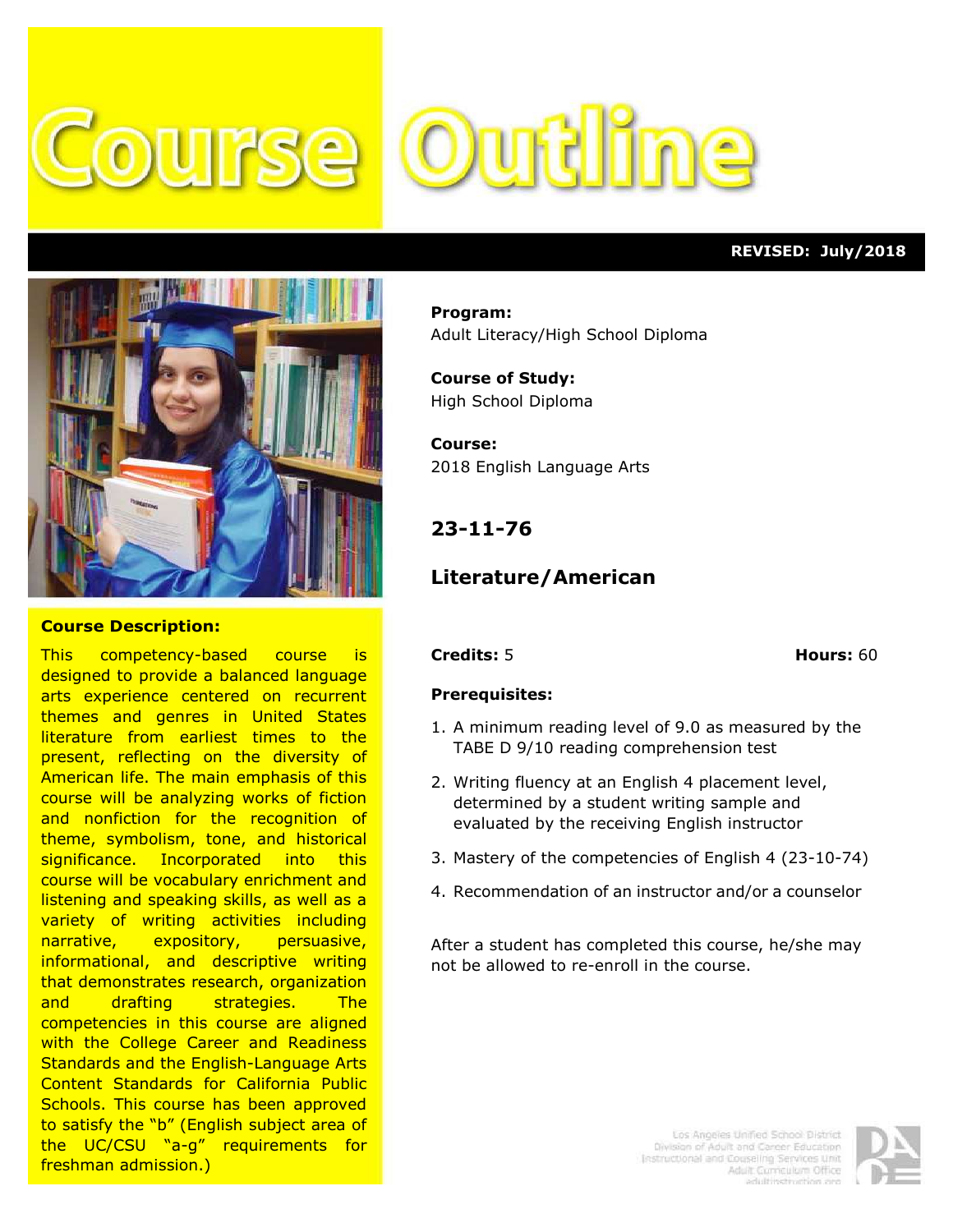# Course Outline

**REVISED: July/2018**

**Program:**
Adult Literacy/High School Diploma

**Course of Study:**
High School Diploma

**Course:**
2018 English Language Arts

## 23-11-76

## Literature/American

**Credits:** 5 **Hours:** 60

**Prerequisites:**

1. A minimum reading level of 9.0 as measured by the TABE D 9/10 reading comprehension test
2. Writing fluency at an English 4 placement level, determined by a student writing sample and evaluated by the receiving English instructor
3. Mastery of the competencies of English 4 (23-10-74)
4. Recommendation of an instructor and/or a counselor

After a student has completed this course, he/she may not be allowed to re-enroll in the course.

**Course Description:**

This competency-based course is designed to provide a balanced language arts experience centered on recurrent themes and genres in United States literature from earliest times to the present, reflecting on the diversity of American life. The main emphasis of this course will be analyzing works of fiction and nonfiction for the recognition of theme, symbolism, tone, and historical significance. Incorporated into this course will be vocabulary enrichment and listening and speaking skills, as well as a variety of writing activities including narrative, expository, persuasive, informational, and descriptive writing that demonstrates research, organization and drafting strategies. The competencies in this course are aligned with the College Career and Readiness Standards and the English-Language Arts Content Standards for California Public Schools. This course has been approved to satisfy the "b" (English subject area of the UC/CSU "a-g" requirements for freshman admission.)

Los Angeles Unified School District
Division of Adult and Career Education
Instructional and Couseling Services Unit
Adult Curriculum Office
adultinstruction.org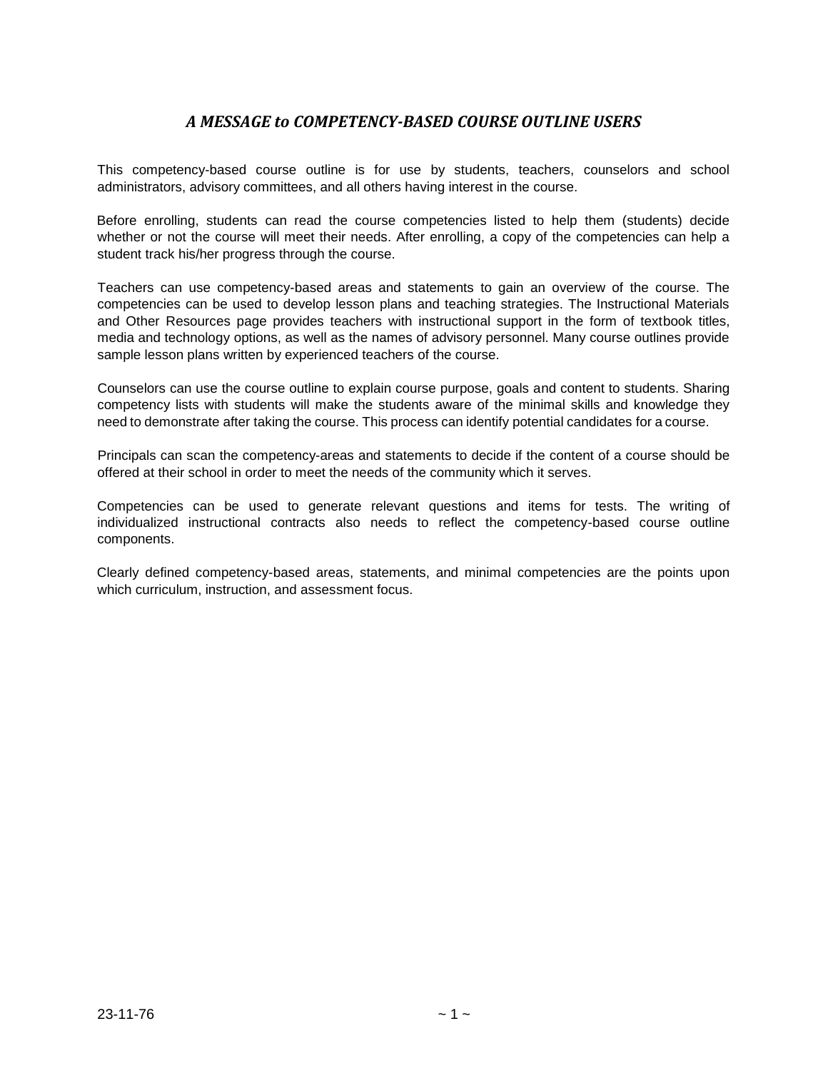## *A MESSAGE to COMPETENCY-BASED COURSE OUTLINE USERS*

This competency-based course outline is for use by students, teachers, counselors and school administrators, advisory committees, and all others having interest in the course.

Before enrolling, students can read the course competencies listed to help them (students) decide whether or not the course will meet their needs. After enrolling, a copy of the competencies can help a student track his/her progress through the course.

Teachers can use competency-based areas and statements to gain an overview of the course. The competencies can be used to develop lesson plans and teaching strategies. The Instructional Materials and Other Resources page provides teachers with instructional support in the form of textbook titles, media and technology options, as well as the names of advisory personnel. Many course outlines provide sample lesson plans written by experienced teachers of the course.

Counselors can use the course outline to explain course purpose, goals and content to students. Sharing competency lists with students will make the students aware of the minimal skills and knowledge they need to demonstrate after taking the course. This process can identify potential candidates for a course.

Principals can scan the competency-areas and statements to decide if the content of a course should be offered at their school in order to meet the needs of the community which it serves.

Competencies can be used to generate relevant questions and items for tests. The writing of individualized instructional contracts also needs to reflect the competency-based course outline components.

Clearly defined competency-based areas, statements, and minimal competencies are the points upon which curriculum, instruction, and assessment focus.

23-11-76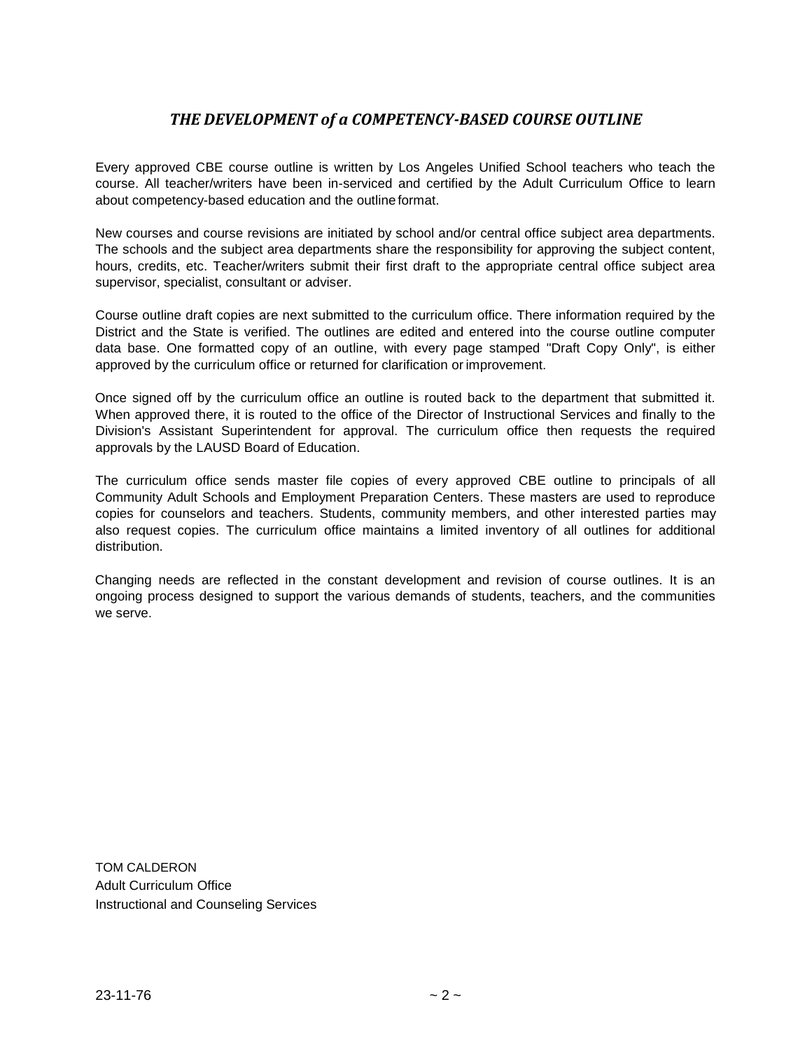## *THE DEVELOPMENT of a COMPETENCY-BASED COURSE OUTLINE*

Every approved CBE course outline is written by Los Angeles Unified School teachers who teach the course. All teacher/writers have been in-serviced and certified by the Adult Curriculum Office to learn about competency-based education and the outline format.

New courses and course revisions are initiated by school and/or central office subject area departments. The schools and the subject area departments share the responsibility for approving the subject content, hours, credits, etc. Teacher/writers submit their first draft to the appropriate central office subject area supervisor, specialist, consultant or adviser.

Course outline draft copies are next submitted to the curriculum office. There information required by the District and the State is verified. The outlines are edited and entered into the course outline computer data base. One formatted copy of an outline, with every page stamped "Draft Copy Only", is either approved by the curriculum office or returned for clarification or improvement.

Once signed off by the curriculum office an outline is routed back to the department that submitted it. When approved there, it is routed to the office of the Director of Instructional Services and finally to the Division's Assistant Superintendent for approval. The curriculum office then requests the required approvals by the LAUSD Board of Education.

The curriculum office sends master file copies of every approved CBE outline to principals of all Community Adult Schools and Employment Preparation Centers. These masters are used to reproduce copies for counselors and teachers. Students, community members, and other interested parties may also request copies. The curriculum office maintains a limited inventory of all outlines for additional distribution.

Changing needs are reflected in the constant development and revision of course outlines. It is an ongoing process designed to support the various demands of students, teachers, and the communities we serve.

TOM CALDERON
Adult Curriculum Office
Instructional and Counseling Services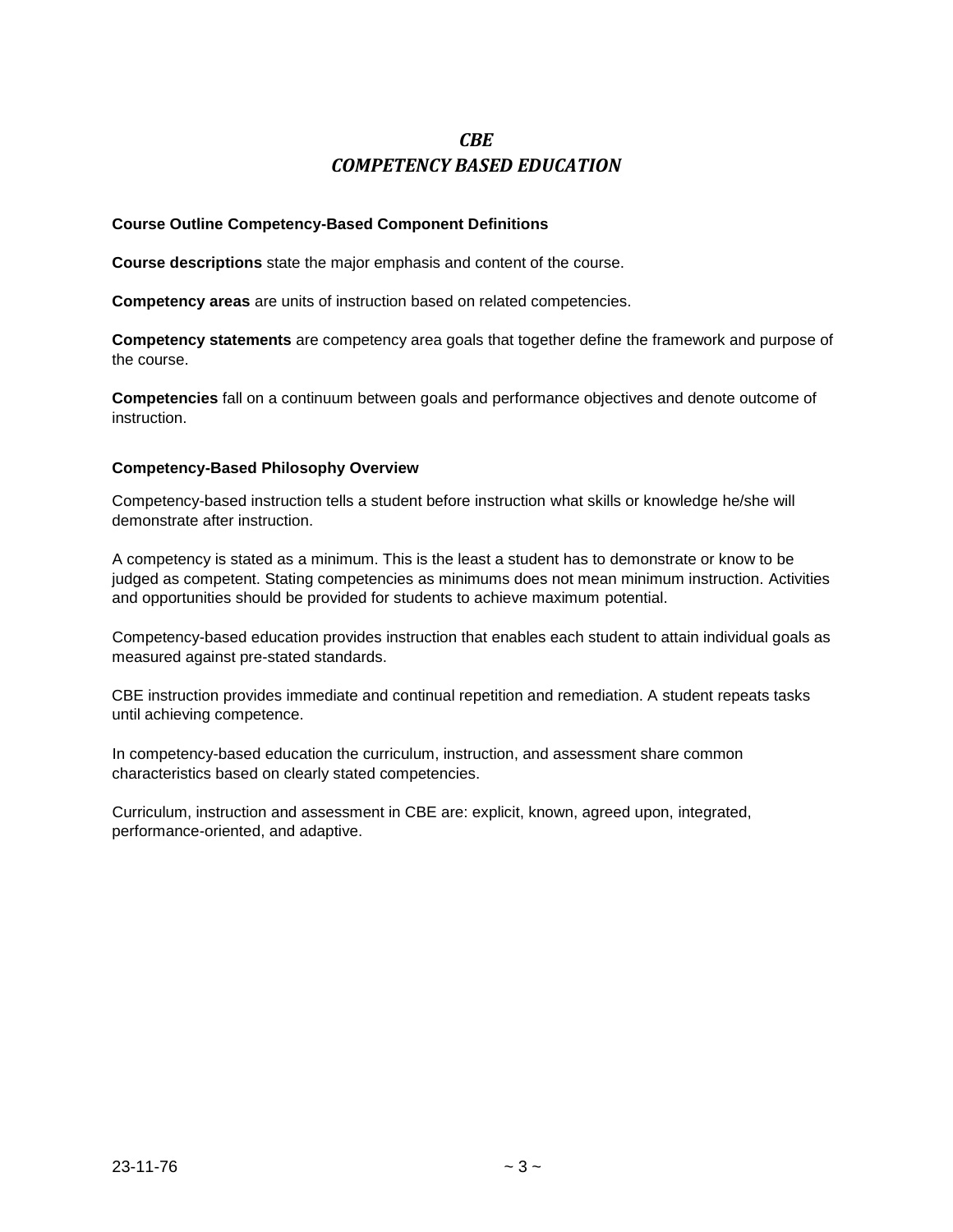# *CBE*
# *COMPETENCY BASED EDUCATION*

**Course Outline Competency-Based Component Definitions**

**Course descriptions** state the major emphasis and content of the course.

**Competency areas** are units of instruction based on related competencies.

**Competency statements** are competency area goals that together define the framework and purpose of the course.

**Competencies** fall on a continuum between goals and performance objectives and denote outcome of instruction.

**Competency-Based Philosophy Overview**

Competency-based instruction tells a student before instruction what skills or knowledge he/she will demonstrate after instruction.

A competency is stated as a minimum. This is the least a student has to demonstrate or know to be judged as competent. Stating competencies as minimums does not mean minimum instruction. Activities and opportunities should be provided for students to achieve maximum potential.

Competency-based education provides instruction that enables each student to attain individual goals as measured against pre-stated standards.

CBE instruction provides immediate and continual repetition and remediation. A student repeats tasks until achieving competence.

In competency-based education the curriculum, instruction, and assessment share common characteristics based on clearly stated competencies.

Curriculum, instruction and assessment in CBE are: explicit, known, agreed upon, integrated, performance-oriented, and adaptive.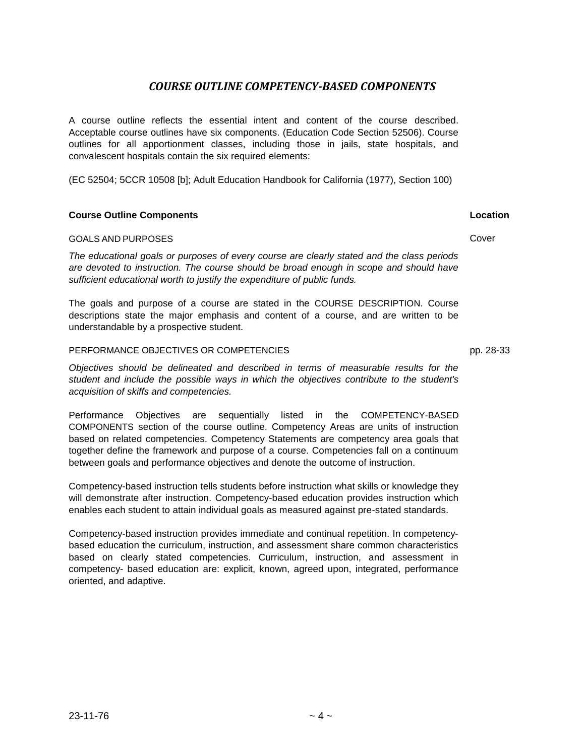## *COURSE OUTLINE COMPETENCY-BASED COMPONENTS*

A course outline reflects the essential intent and content of the course described. Acceptable course outlines have six components. (Education Code Section 52506). Course outlines for all apportionment classes, including those in jails, state hospitals, and convalescent hospitals contain the six required elements:

(EC 52504; 5CCR 10508 [b]; Adult Education Handbook for California (1977), Section 100)

| **Course Outline Components** | **Location** |
|---|---|
| GOALS AND PURPOSES | Cover |

*The educational goals or purposes of every course are clearly stated and the class periods are devoted to instruction. The course should be broad enough in scope and should have sufficient educational worth to justify the expenditure of public funds.*

The goals and purpose of a course are stated in the COURSE DESCRIPTION. Course descriptions state the major emphasis and content of a course, and are written to be understandable by a prospective student.

| | |
|---|---|
| PERFORMANCE OBJECTIVES OR COMPETENCIES | pp. 28-33 |

*Objectives should be delineated and described in terms of measurable results for the student and include the possible ways in which the objectives contribute to the student's acquisition of skiffs and competencies.*

Performance Objectives are sequentially listed in the COMPETENCY-BASED COMPONENTS section of the course outline. Competency Areas are units of instruction based on related competencies. Competency Statements are competency area goals that together define the framework and purpose of a course. Competencies fall on a continuum between goals and performance objectives and denote the outcome of instruction.

Competency-based instruction tells students before instruction what skills or knowledge they will demonstrate after instruction. Competency-based education provides instruction which enables each student to attain individual goals as measured against pre-stated standards.

Competency-based instruction provides immediate and continual repetition. In competency-based education the curriculum, instruction, and assessment share common characteristics based on clearly stated competencies. Curriculum, instruction, and assessment in competency- based education are: explicit, known, agreed upon, integrated, performance oriented, and adaptive.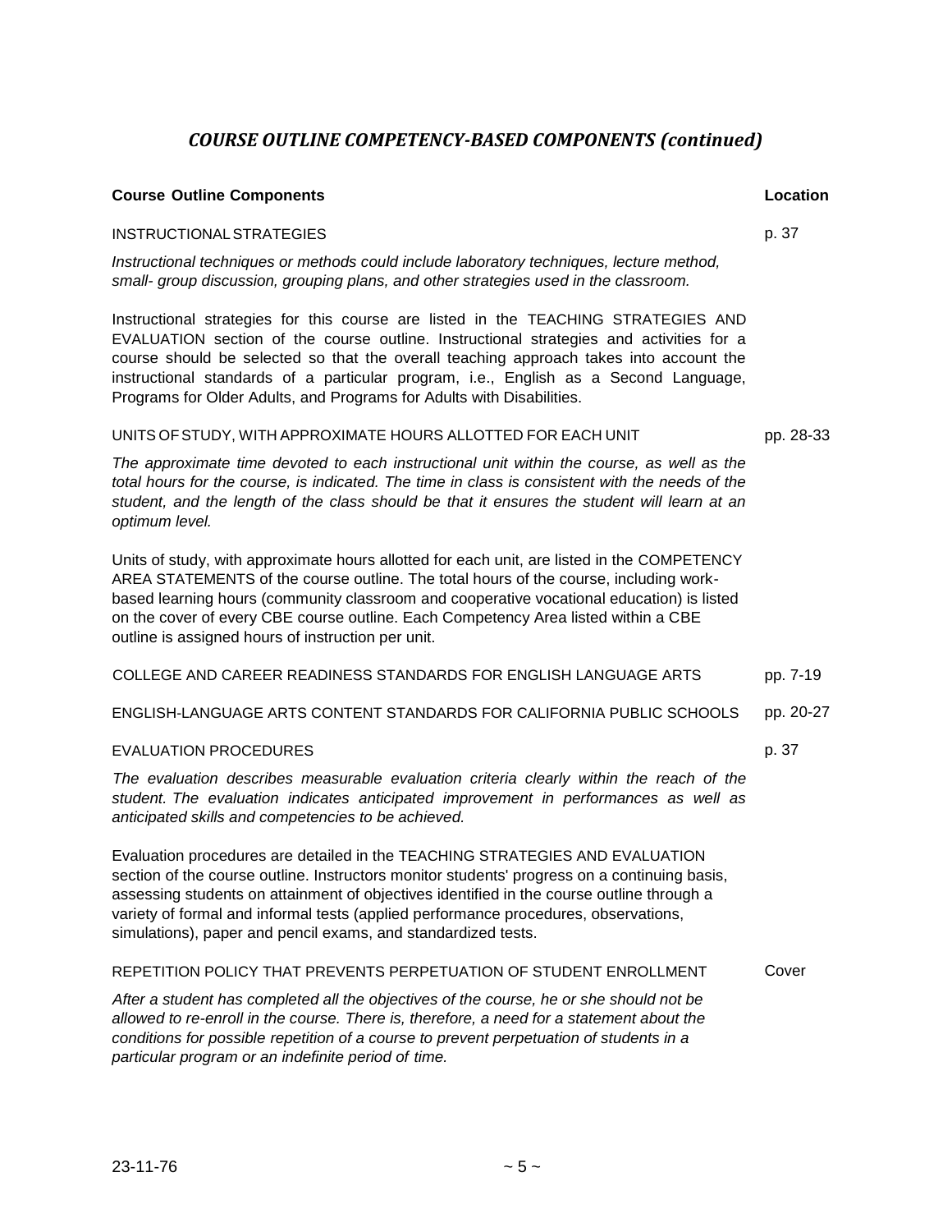## *COURSE OUTLINE COMPETENCY-BASED COMPONENTS (continued)*

| Course Outline Components | Location |
|---|---|
| INSTRUCTIONAL STRATEGIES | p. 37 |
| *Instructional techniques or methods could include laboratory techniques, lecture method, small- group discussion, grouping plans, and other strategies used in the classroom.*<br><br>Instructional strategies for this course are listed in the TEACHING STRATEGIES AND EVALUATION section of the course outline. Instructional strategies and activities for a course should be selected so that the overall teaching approach takes into account the instructional standards of a particular program, i.e., English as a Second Language, Programs for Older Adults, and Programs for Adults with Disabilities. | |
| UNITS OF STUDY, WITH APPROXIMATE HOURS ALLOTTED FOR EACH UNIT | pp. 28-33 |
| *The approximate time devoted to each instructional unit within the course, as well as the total hours for the course, is indicated. The time in class is consistent with the needs of the student, and the length of the class should be that it ensures the student will learn at an optimum level.*<br><br>Units of study, with approximate hours allotted for each unit, are listed in the COMPETENCY AREA STATEMENTS of the course outline. The total hours of the course, including work-based learning hours (community classroom and cooperative vocational education) is listed on the cover of every CBE course outline. Each Competency Area listed within a CBE outline is assigned hours of instruction per unit. | |
| COLLEGE AND CAREER READINESS STANDARDS FOR ENGLISH LANGUAGE ARTS | pp. 7-19 |
| ENGLISH-LANGUAGE ARTS CONTENT STANDARDS FOR CALIFORNIA PUBLIC SCHOOLS | pp. 20-27 |
| EVALUATION PROCEDURES | p. 37 |
| *The evaluation describes measurable evaluation criteria clearly within the reach of the student. The evaluation indicates anticipated improvement in performances as well as anticipated skills and competencies to be achieved.*<br><br>Evaluation procedures are detailed in the TEACHING STRATEGIES AND EVALUATION section of the course outline. Instructors monitor students' progress on a continuing basis, assessing students on attainment of objectives identified in the course outline through a variety of formal and informal tests (applied performance procedures, observations, simulations), paper and pencil exams, and standardized tests. | |
| REPETITION POLICY THAT PREVENTS PERPETUATION OF STUDENT ENROLLMENT | Cover |
| *After a student has completed all the objectives of the course, he or she should not be allowed to re-enroll in the course. There is, therefore, a need for a statement about the conditions for possible repetition of a course to prevent perpetuation of students in a particular program or an indefinite period of time.* | |

23-11-76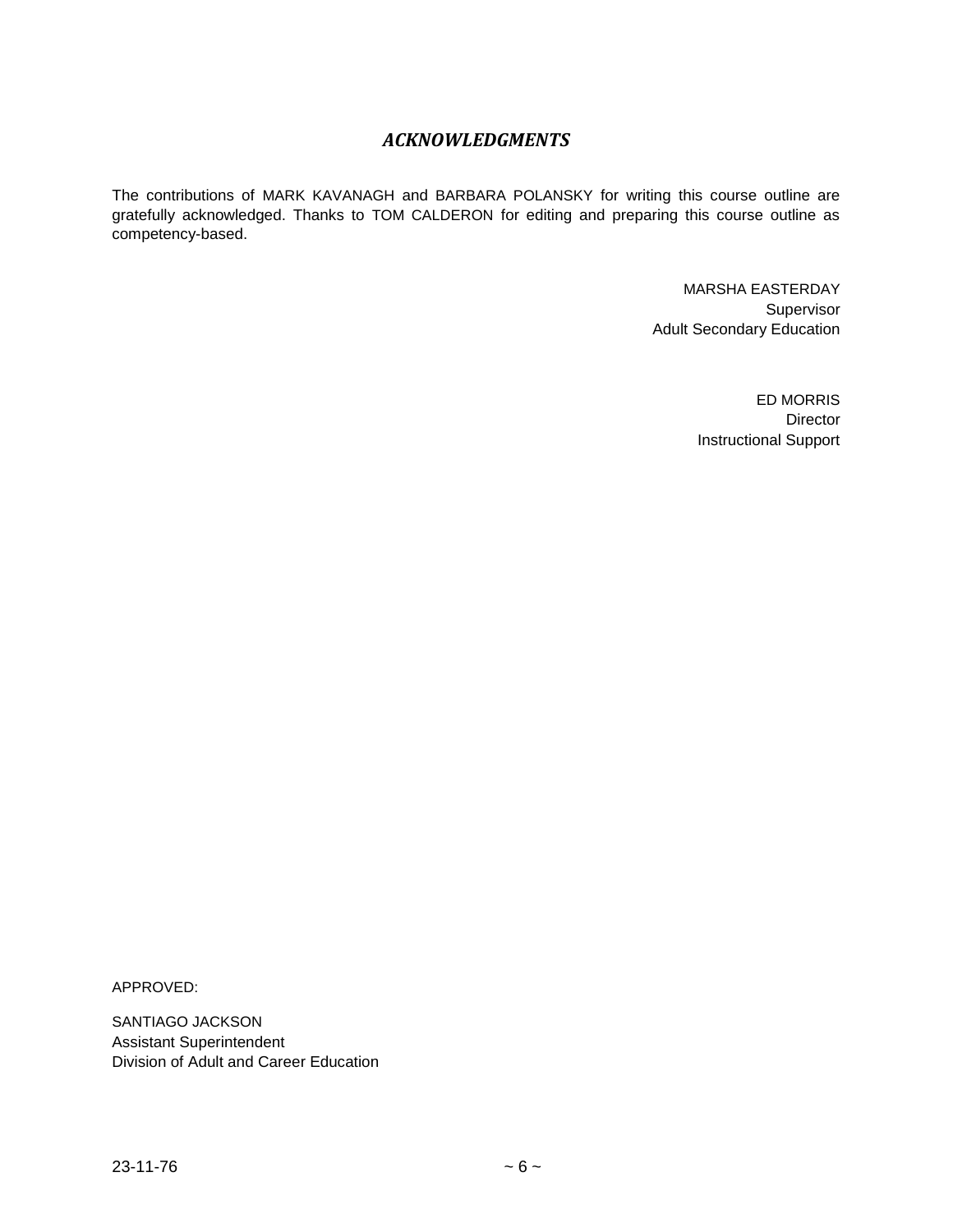## *ACKNOWLEDGMENTS*

The contributions of MARK KAVANAGH and BARBARA POLANSKY for writing this course outline are gratefully acknowledged. Thanks to TOM CALDERON for editing and preparing this course outline as competency-based.

MARSHA EASTERDAY
Supervisor
Adult Secondary Education

ED MORRIS
Director
Instructional Support

APPROVED:

SANTIAGO JACKSON
Assistant Superintendent
Division of Adult and Career Education

23-11-76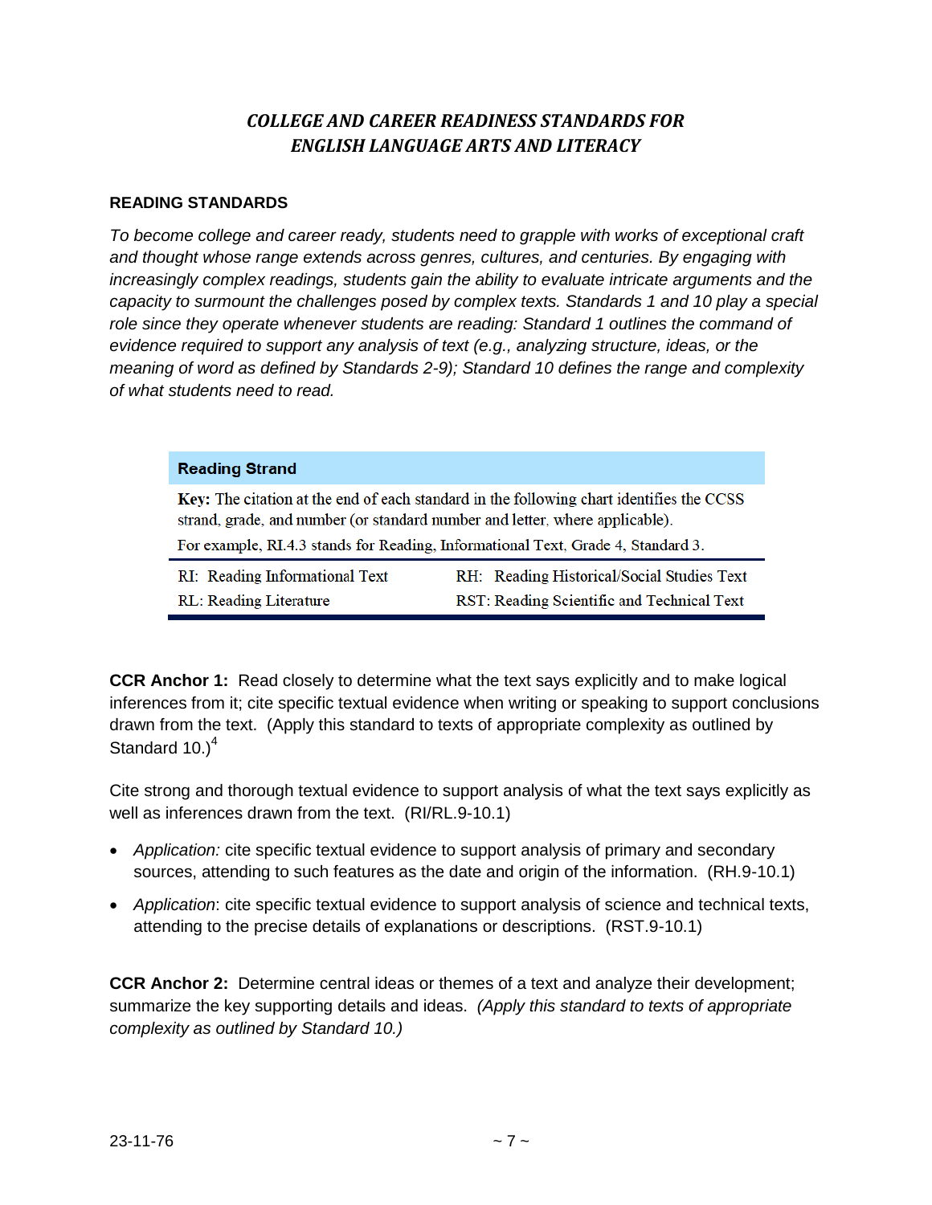## *COLLEGE AND CAREER READINESS STANDARDS FOR ENGLISH LANGUAGE ARTS AND LITERACY*

### READING STANDARDS

*To become college and career ready, students need to grapple with works of exceptional craft and thought whose range extends across genres, cultures, and centuries. By engaging with increasingly complex readings, students gain the ability to evaluate intricate arguments and the capacity to surmount the challenges posed by complex texts. Standards 1 and 10 play a special role since they operate whenever students are reading: Standard 1 outlines the command of evidence required to support any analysis of text (e.g., analyzing structure, ideas, or the meaning of word as defined by Standards 2-9); Standard 10 defines the range and complexity of what students need to read.*

| **Reading Strand** | |
|---|---|
| **Key:** The citation at the end of each standard in the following chart identifies the CCSS strand, grade, and number (or standard number and letter, where applicable). For example, RI.4.3 stands for Reading, Informational Text, Grade 4, Standard 3. | |
| RI: Reading Informational Text | RH: Reading Historical/Social Studies Text |
| RL: Reading Literature | RST: Reading Scientific and Technical Text |

**CCR Anchor 1:** Read closely to determine what the text says explicitly and to make logical inferences from it; cite specific textual evidence when writing or speaking to support conclusions drawn from the text. (Apply this standard to texts of appropriate complexity as outlined by Standard 10.)[4]

Cite strong and thorough textual evidence to support analysis of what the text says explicitly as well as inferences drawn from the text. (RI/RL.9-10.1)

- *Application:* cite specific textual evidence to support analysis of primary and secondary sources, attending to such features as the date and origin of the information. (RH.9-10.1)
- *Application*: cite specific textual evidence to support analysis of science and technical texts, attending to the precise details of explanations or descriptions. (RST.9-10.1)

**CCR Anchor 2:** Determine central ideas or themes of a text and analyze their development; summarize the key supporting details and ideas. *(Apply this standard to texts of appropriate complexity as outlined by Standard 10.)*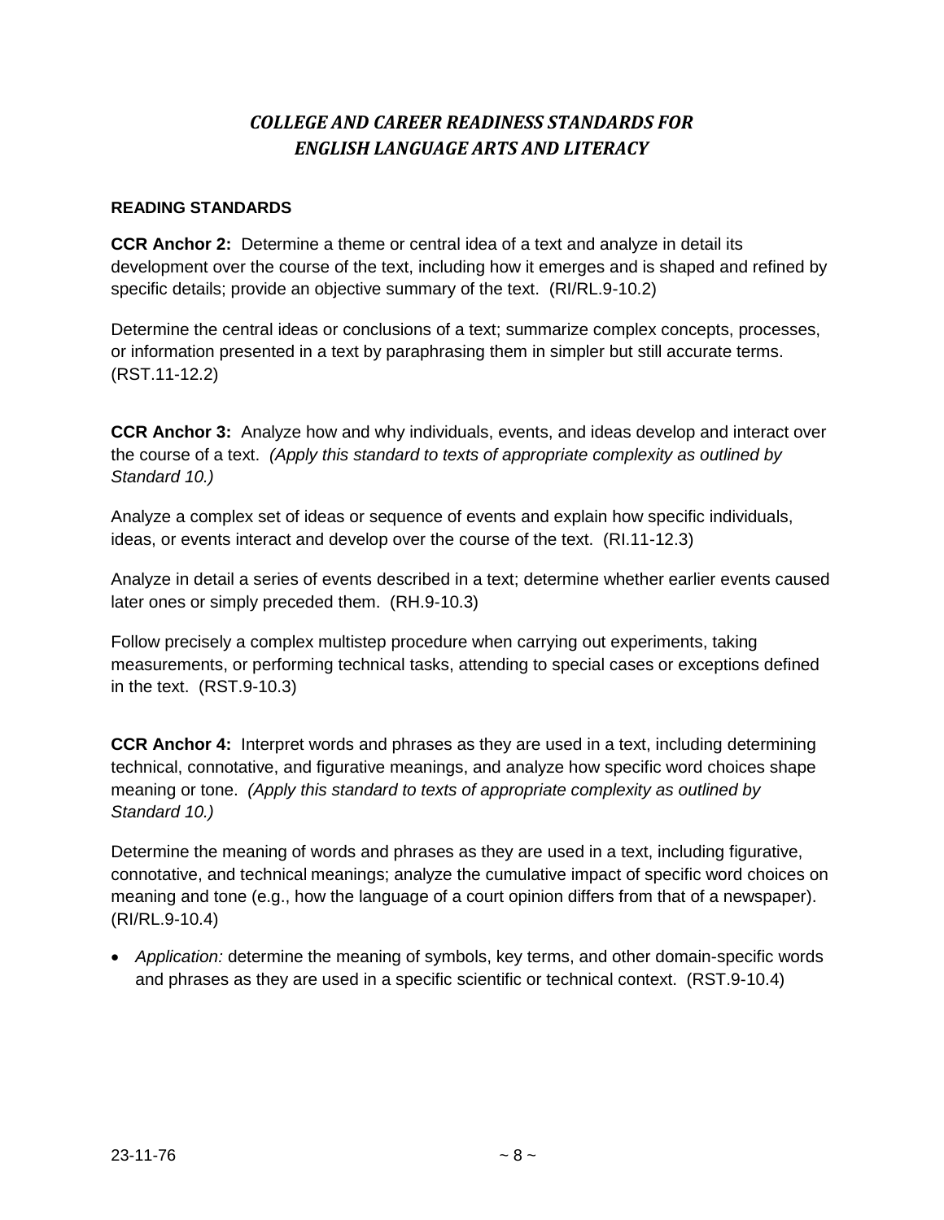## *COLLEGE AND CAREER READINESS STANDARDS FOR ENGLISH LANGUAGE ARTS AND LITERACY*

### READING STANDARDS

**CCR Anchor 2:** Determine a theme or central idea of a text and analyze in detail its development over the course of the text, including how it emerges and is shaped and refined by specific details; provide an objective summary of the text. (RI/RL.9-10.2)

Determine the central ideas or conclusions of a text; summarize complex concepts, processes, or information presented in a text by paraphrasing them in simpler but still accurate terms. (RST.11-12.2)

**CCR Anchor 3:** Analyze how and why individuals, events, and ideas develop and interact over the course of a text. *(Apply this standard to texts of appropriate complexity as outlined by Standard 10.)*

Analyze a complex set of ideas or sequence of events and explain how specific individuals, ideas, or events interact and develop over the course of the text. (RI.11-12.3)

Analyze in detail a series of events described in a text; determine whether earlier events caused later ones or simply preceded them. (RH.9-10.3)

Follow precisely a complex multistep procedure when carrying out experiments, taking measurements, or performing technical tasks, attending to special cases or exceptions defined in the text. (RST.9-10.3)

**CCR Anchor 4:** Interpret words and phrases as they are used in a text, including determining technical, connotative, and figurative meanings, and analyze how specific word choices shape meaning or tone. *(Apply this standard to texts of appropriate complexity as outlined by Standard 10.)*

Determine the meaning of words and phrases as they are used in a text, including figurative, connotative, and technical meanings; analyze the cumulative impact of specific word choices on meaning and tone (e.g., how the language of a court opinion differs from that of a newspaper). (RI/RL.9-10.4)

- *Application:* determine the meaning of symbols, key terms, and other domain-specific words and phrases as they are used in a specific scientific or technical context. (RST.9-10.4)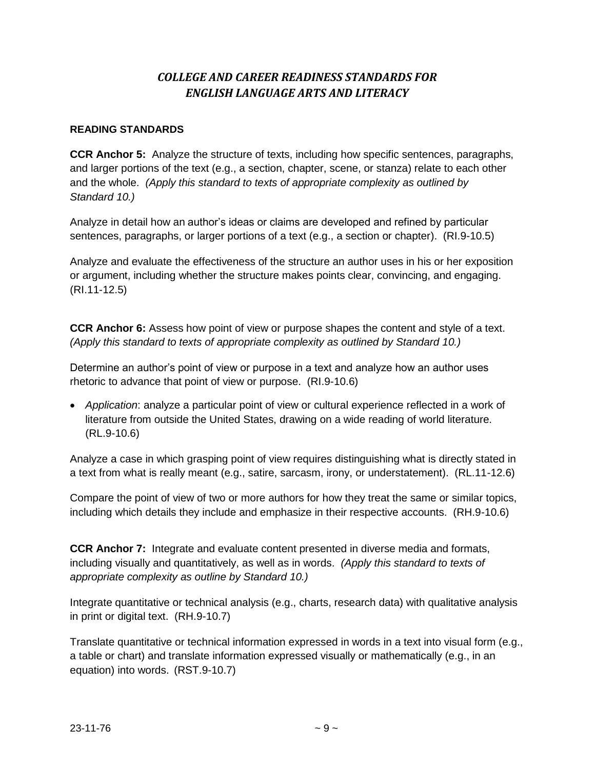# *COLLEGE AND CAREER READINESS STANDARDS FOR ENGLISH LANGUAGE ARTS AND LITERACY*

**READING STANDARDS**

**CCR Anchor 5:** Analyze the structure of texts, including how specific sentences, paragraphs, and larger portions of the text (e.g., a section, chapter, scene, or stanza) relate to each other and the whole. *(Apply this standard to texts of appropriate complexity as outlined by Standard 10.)*

Analyze in detail how an author's ideas or claims are developed and refined by particular sentences, paragraphs, or larger portions of a text (e.g., a section or chapter). (RI.9-10.5)

Analyze and evaluate the effectiveness of the structure an author uses in his or her exposition or argument, including whether the structure makes points clear, convincing, and engaging. (RI.11-12.5)

**CCR Anchor 6:** Assess how point of view or purpose shapes the content and style of a text. *(Apply this standard to texts of appropriate complexity as outlined by Standard 10.)*

Determine an author's point of view or purpose in a text and analyze how an author uses rhetoric to advance that point of view or purpose. (RI.9-10.6)

- *Application*: analyze a particular point of view or cultural experience reflected in a work of literature from outside the United States, drawing on a wide reading of world literature. (RL.9-10.6)

Analyze a case in which grasping point of view requires distinguishing what is directly stated in a text from what is really meant (e.g., satire, sarcasm, irony, or understatement). (RL.11-12.6)

Compare the point of view of two or more authors for how they treat the same or similar topics, including which details they include and emphasize in their respective accounts. (RH.9-10.6)

**CCR Anchor 7:** Integrate and evaluate content presented in diverse media and formats, including visually and quantitatively, as well as in words. *(Apply this standard to texts of appropriate complexity as outline by Standard 10.)*

Integrate quantitative or technical analysis (e.g., charts, research data) with qualitative analysis in print or digital text. (RH.9-10.7)

Translate quantitative or technical information expressed in words in a text into visual form (e.g., a table or chart) and translate information expressed visually or mathematically (e.g., in an equation) into words. (RST.9-10.7)

23-11-76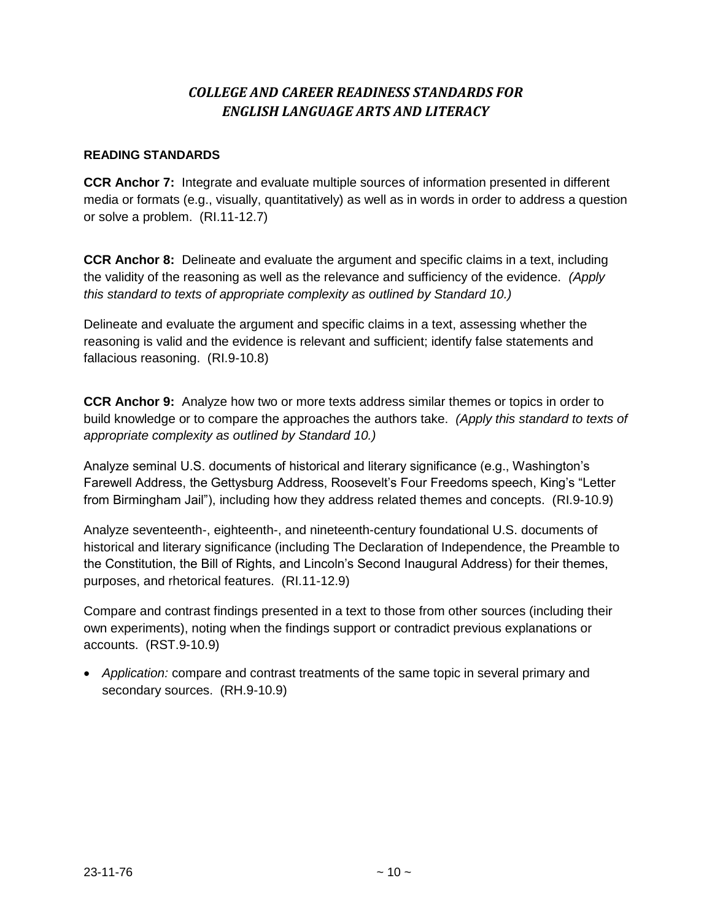# *COLLEGE AND CAREER READINESS STANDARDS FOR ENGLISH LANGUAGE ARTS AND LITERACY*

**READING STANDARDS**

**CCR Anchor 7:** Integrate and evaluate multiple sources of information presented in different media or formats (e.g., visually, quantitatively) as well as in words in order to address a question or solve a problem. (RI.11-12.7)

**CCR Anchor 8:** Delineate and evaluate the argument and specific claims in a text, including the validity of the reasoning as well as the relevance and sufficiency of the evidence. *(Apply this standard to texts of appropriate complexity as outlined by Standard 10.)*

Delineate and evaluate the argument and specific claims in a text, assessing whether the reasoning is valid and the evidence is relevant and sufficient; identify false statements and fallacious reasoning. (RI.9-10.8)

**CCR Anchor 9:** Analyze how two or more texts address similar themes or topics in order to build knowledge or to compare the approaches the authors take. *(Apply this standard to texts of appropriate complexity as outlined by Standard 10.)*

Analyze seminal U.S. documents of historical and literary significance (e.g., Washington's Farewell Address, the Gettysburg Address, Roosevelt's Four Freedoms speech, King's "Letter from Birmingham Jail"), including how they address related themes and concepts. (RI.9-10.9)

Analyze seventeenth-, eighteenth-, and nineteenth-century foundational U.S. documents of historical and literary significance (including The Declaration of Independence, the Preamble to the Constitution, the Bill of Rights, and Lincoln's Second Inaugural Address) for their themes, purposes, and rhetorical features. (RI.11-12.9)

Compare and contrast findings presented in a text to those from other sources (including their own experiments), noting when the findings support or contradict previous explanations or accounts. (RST.9-10.9)

- *Application:* compare and contrast treatments of the same topic in several primary and secondary sources. (RH.9-10.9)

23-11-76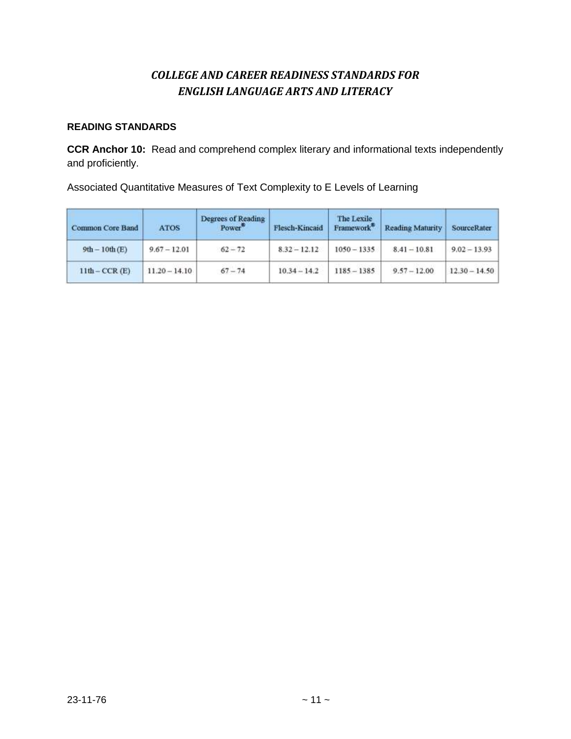# *COLLEGE AND CAREER READINESS STANDARDS FOR ENGLISH LANGUAGE ARTS AND LITERACY*

**READING STANDARDS**

**CCR Anchor 10:** Read and comprehend complex literary and informational texts independently and proficiently.

Associated Quantitative Measures of Text Complexity to E Levels of Learning

| Common Core Band | ATOS | Degrees of Reading Power® | Flesch-Kincaid | The Lexile Framework® | Reading Maturity | SourceRater |
|---|---|---|---|---|---|---|
| 9th – 10th (E) | 9.67 – 12.01 | 62 – 72 | 8.32 – 12.12 | 1050 – 1335 | 8.41 – 10.81 | 9.02 – 13.93 |
| 11th – CCR (E) | 11.20 – 14.10 | 67 – 74 | 10.34 – 14.2 | 1185 – 1385 | 9.57 – 12.00 | 12.30 – 14.50 |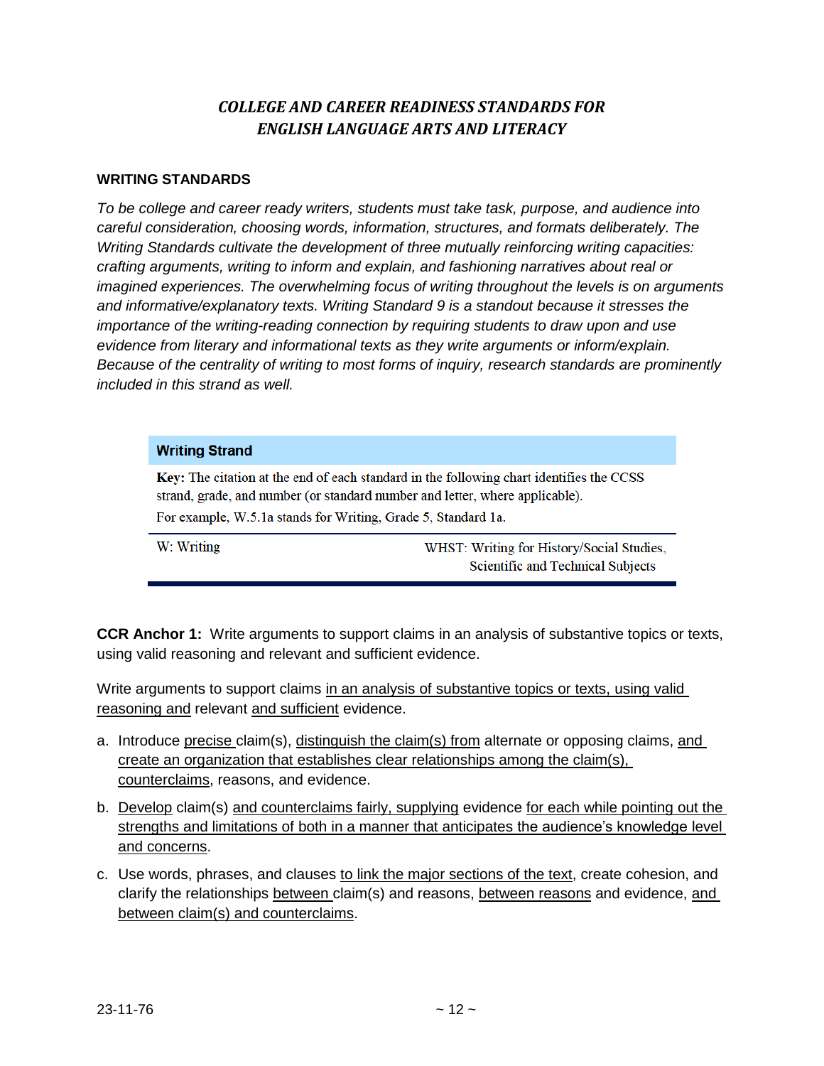# *COLLEGE AND CAREER READINESS STANDARDS FOR ENGLISH LANGUAGE ARTS AND LITERACY*

**WRITING STANDARDS**

*To be college and career ready writers, students must take task, purpose, and audience into careful consideration, choosing words, information, structures, and formats deliberately. The Writing Standards cultivate the development of three mutually reinforcing writing capacities: crafting arguments, writing to inform and explain, and fashioning narratives about real or imagined experiences. The overwhelming focus of writing throughout the levels is on arguments and informative/explanatory texts. Writing Standard 9 is a standout because it stresses the importance of the writing-reading connection by requiring students to draw upon and use evidence from literary and informational texts as they write arguments or inform/explain. Because of the centrality of writing to most forms of inquiry, research standards are prominently included in this strand as well.*

| **Writing Strand** | |
|---|---|
| **Key:** The citation at the end of each standard in the following chart identifies the CCSS strand, grade, and number (or standard number and letter, where applicable). For example, W.5.1a stands for Writing, Grade 5, Standard 1a. | |
| W: Writing | WHST: Writing for History/Social Studies, Scientific and Technical Subjects |

**CCR Anchor 1:** Write arguments to support claims in an analysis of substantive topics or texts, using valid reasoning and relevant and sufficient evidence.

Write arguments to support claims <u>in an analysis of substantive topics or texts, using valid reasoning and</u> relevant <u>and sufficient</u> evidence.

a. Introduce <u>precise</u> claim(s), <u>distinguish the claim(s) from</u> alternate or opposing claims, <u>and create an organization that establishes clear relationships among the claim(s), counterclaims</u>, reasons, and evidence.

b. <u>Develop</u> claim(s) <u>and counterclaims fairly, supplying</u> evidence <u>for each while pointing out the strengths and limitations of both in a manner that anticipates the audience's knowledge level and concerns</u>.

c. Use words, phrases, and clauses <u>to link the major sections of the text</u>, create cohesion, and clarify the relationships <u>between</u> claim(s) and reasons, <u>between reasons</u> and evidence, <u>and between claim(s) and counterclaims</u>.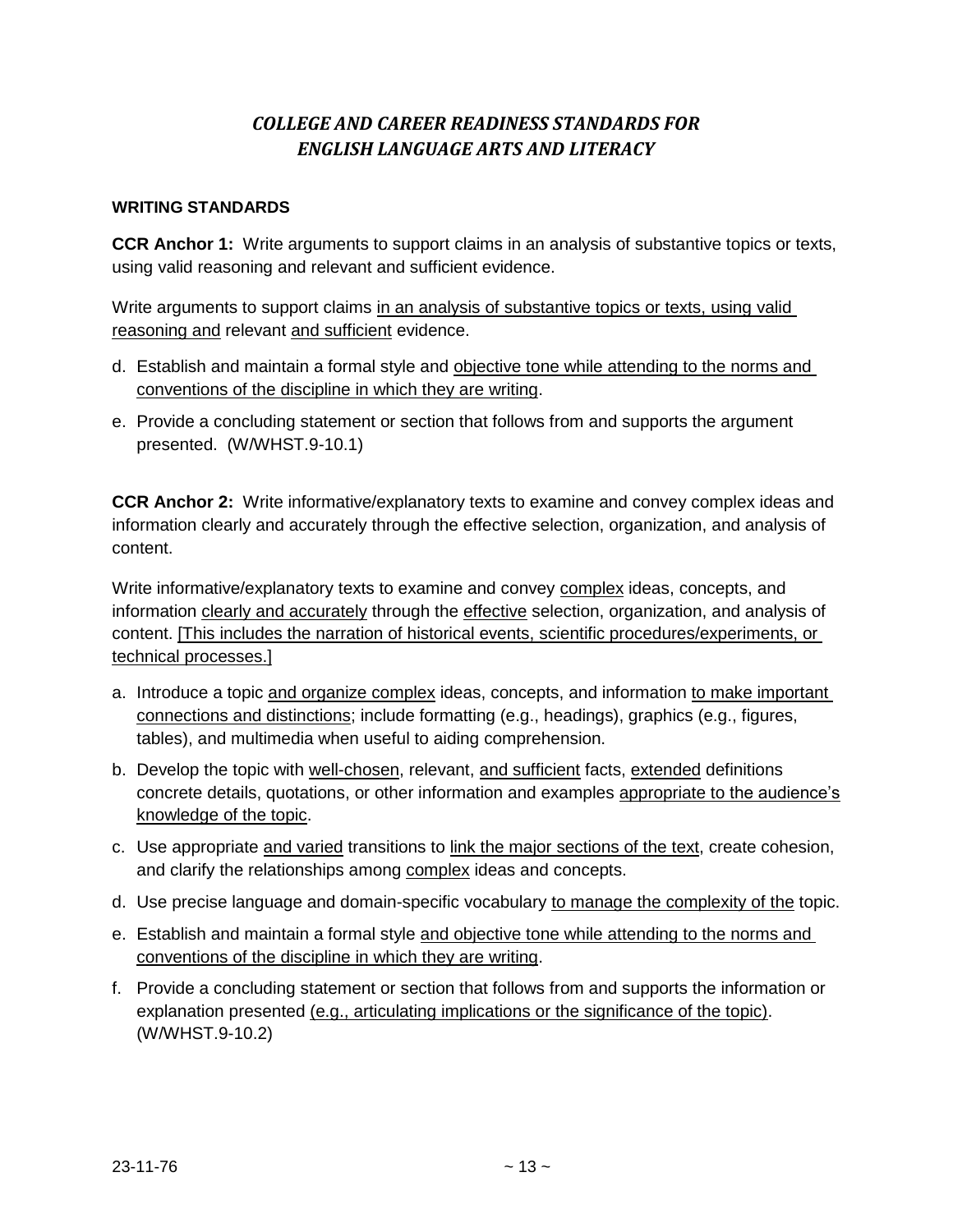# *COLLEGE AND CAREER READINESS STANDARDS FOR ENGLISH LANGUAGE ARTS AND LITERACY*

**WRITING STANDARDS**

**CCR Anchor 1:** Write arguments to support claims in an analysis of substantive topics or texts, using valid reasoning and relevant and sufficient evidence.

Write arguments to support claims <u>in an analysis of substantive topics or texts, using valid reasoning and</u> relevant <u>and sufficient</u> evidence.

d. Establish and maintain a formal style and <u>objective tone while attending to the norms and conventions of the discipline in which they are writing</u>.

e. Provide a concluding statement or section that follows from and supports the argument presented. (W/WHST.9-10.1)

**CCR Anchor 2:** Write informative/explanatory texts to examine and convey complex ideas and information clearly and accurately through the effective selection, organization, and analysis of content.

Write informative/explanatory texts to examine and convey <u>complex</u> ideas, concepts, and information <u>clearly and accurately</u> through the <u>effective</u> selection, organization, and analysis of content. <u>[This includes the narration of historical events, scientific procedures/experiments, or technical processes.]</u>

a. Introduce a topic <u>and organize complex</u> ideas, concepts, and information <u>to make important connections and distinctions</u>; include formatting (e.g., headings), graphics (e.g., figures, tables), and multimedia when useful to aiding comprehension.

b. Develop the topic with <u>well-chosen</u>, relevant, <u>and sufficient</u> facts, <u>extended</u> definitions concrete details, quotations, or other information and examples <u>appropriate to the audience's knowledge of the topic</u>.

c. Use appropriate <u>and varied</u> transitions to <u>link the major sections of the text</u>, create cohesion, and clarify the relationships among <u>complex</u> ideas and concepts.

d. Use precise language and domain-specific vocabulary <u>to manage the complexity of the</u> topic.

e. Establish and maintain a formal style <u>and objective tone while attending to the norms and conventions of the discipline in which they are writing</u>.

f. Provide a concluding statement or section that follows from and supports the information or explanation presented <u>(e.g., articulating implications or the significance of the topic)</u>. (W/WHST.9-10.2)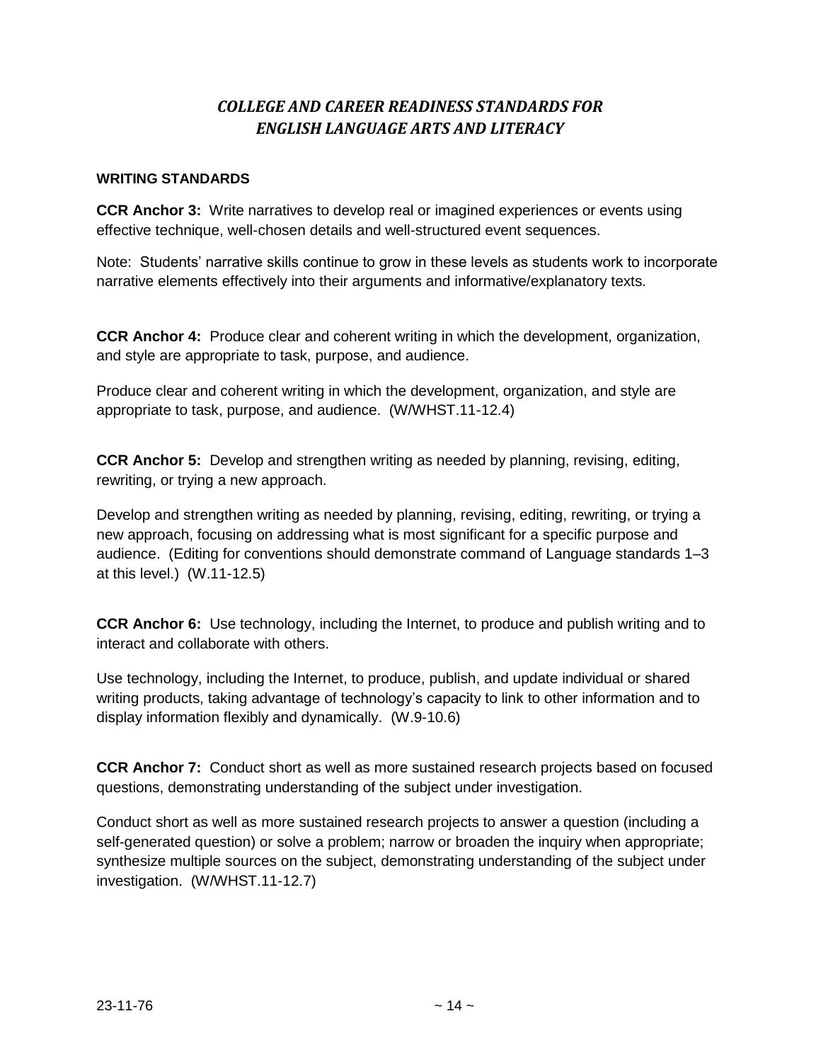## *COLLEGE AND CAREER READINESS STANDARDS FOR ENGLISH LANGUAGE ARTS AND LITERACY*

**WRITING STANDARDS**

**CCR Anchor 3:** Write narratives to develop real or imagined experiences or events using effective technique, well-chosen details and well-structured event sequences.

Note: Students' narrative skills continue to grow in these levels as students work to incorporate narrative elements effectively into their arguments and informative/explanatory texts.

**CCR Anchor 4:** Produce clear and coherent writing in which the development, organization, and style are appropriate to task, purpose, and audience.

Produce clear and coherent writing in which the development, organization, and style are appropriate to task, purpose, and audience. (W/WHST.11-12.4)

**CCR Anchor 5:** Develop and strengthen writing as needed by planning, revising, editing, rewriting, or trying a new approach.

Develop and strengthen writing as needed by planning, revising, editing, rewriting, or trying a new approach, focusing on addressing what is most significant for a specific purpose and audience. (Editing for conventions should demonstrate command of Language standards 1–3 at this level.) (W.11-12.5)

**CCR Anchor 6:** Use technology, including the Internet, to produce and publish writing and to interact and collaborate with others.

Use technology, including the Internet, to produce, publish, and update individual or shared writing products, taking advantage of technology's capacity to link to other information and to display information flexibly and dynamically. (W.9-10.6)

**CCR Anchor 7:** Conduct short as well as more sustained research projects based on focused questions, demonstrating understanding of the subject under investigation.

Conduct short as well as more sustained research projects to answer a question (including a self-generated question) or solve a problem; narrow or broaden the inquiry when appropriate; synthesize multiple sources on the subject, demonstrating understanding of the subject under investigation. (W/WHST.11-12.7)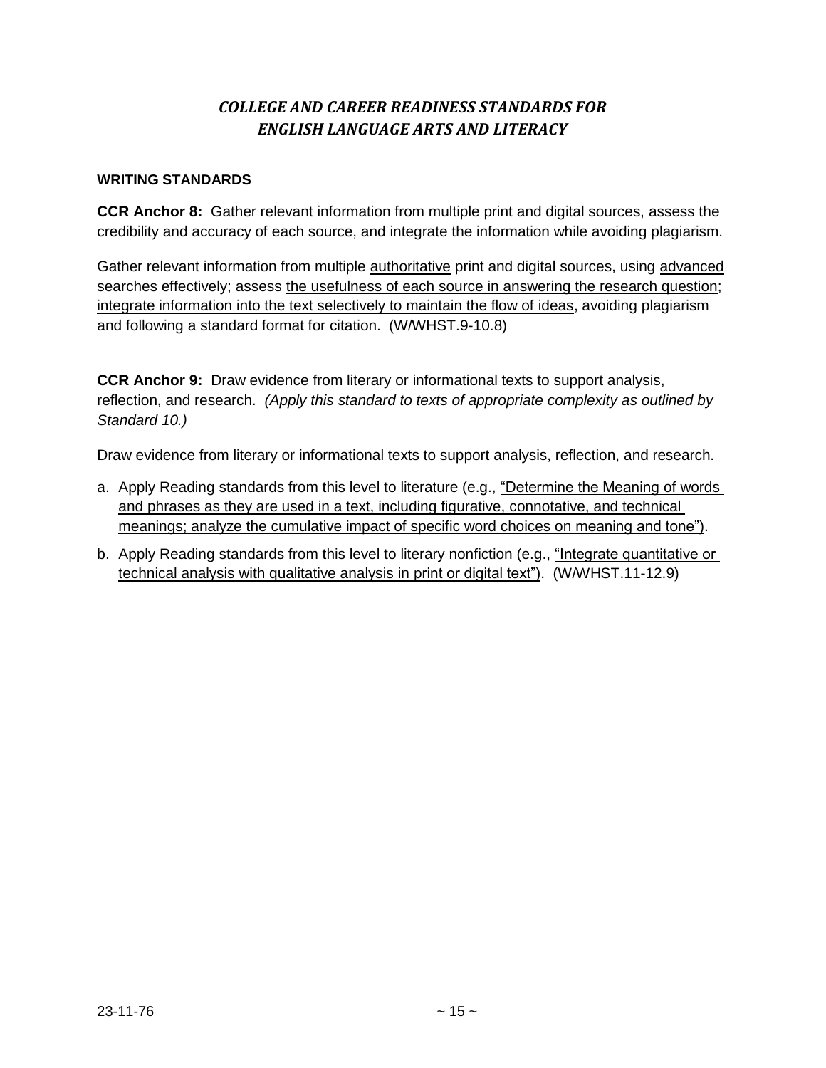## *COLLEGE AND CAREER READINESS STANDARDS FOR ENGLISH LANGUAGE ARTS AND LITERACY*

### WRITING STANDARDS

**CCR Anchor 8:** Gather relevant information from multiple print and digital sources, assess the credibility and accuracy of each source, and integrate the information while avoiding plagiarism.

Gather relevant information from multiple <u>authoritative</u> print and digital sources, using <u>advanced</u> searches effectively; assess <u>the usefulness of each source in answering the research question</u>; <u>integrate information into the text selectively to maintain the flow of ideas</u>, avoiding plagiarism and following a standard format for citation. (W/WHST.9-10.8)

**CCR Anchor 9:** Draw evidence from literary or informational texts to support analysis, reflection, and research. *(Apply this standard to texts of appropriate complexity as outlined by Standard 10.)*

Draw evidence from literary or informational texts to support analysis, reflection, and research.

a. Apply Reading standards from this level to literature (e.g., <u>"Determine the Meaning of words and phrases as they are used in a text, including figurative, connotative, and technical meanings; analyze the cumulative impact of specific word choices on meaning and tone")</u>.

b. Apply Reading standards from this level to literary nonfiction (e.g., <u>"Integrate quantitative or technical analysis with qualitative analysis in print or digital text")</u>. (W/WHST.11-12.9)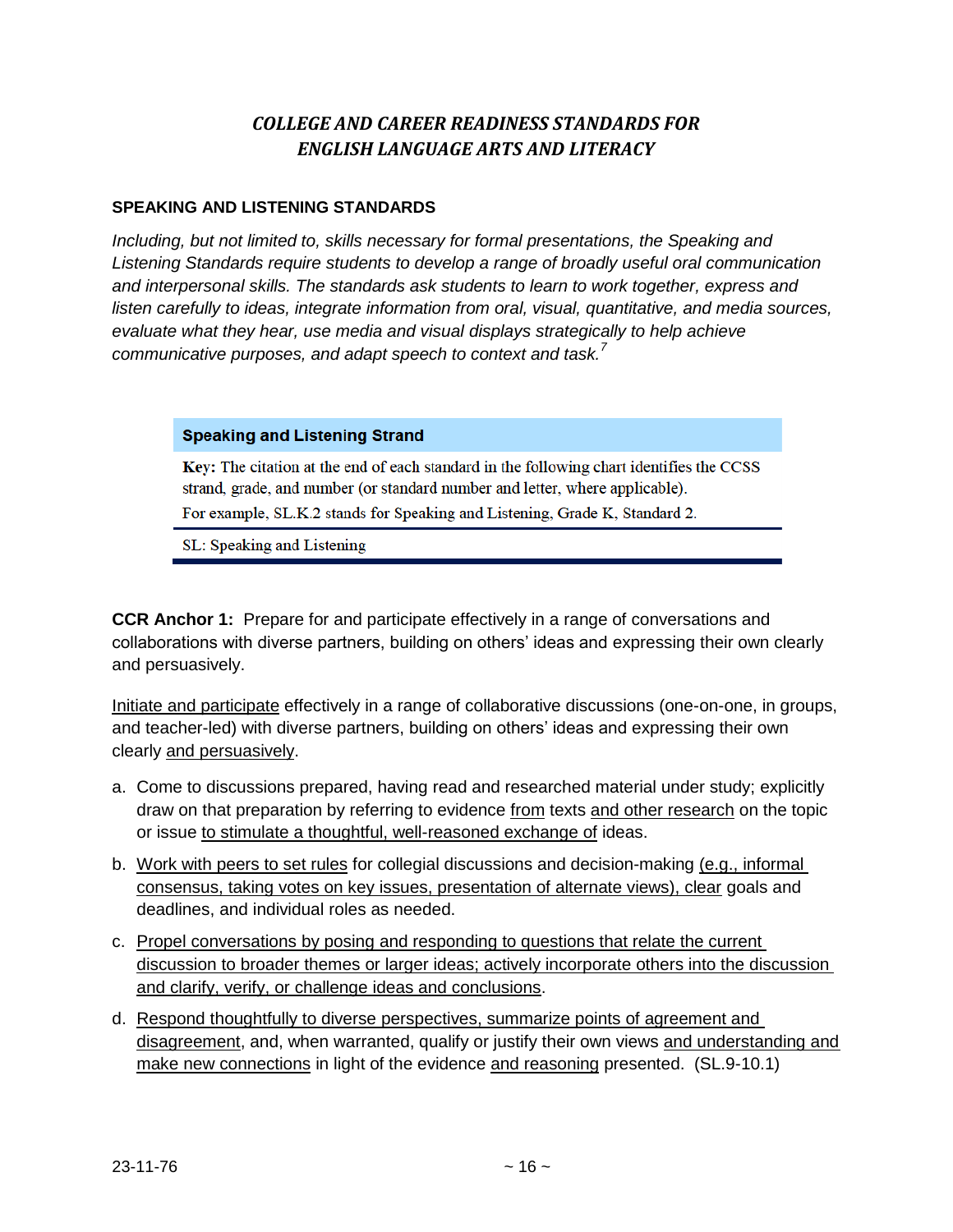# *COLLEGE AND CAREER READINESS STANDARDS FOR ENGLISH LANGUAGE ARTS AND LITERACY*

## SPEAKING AND LISTENING STANDARDS

*Including, but not limited to, skills necessary for formal presentations, the Speaking and Listening Standards require students to develop a range of broadly useful oral communication and interpersonal skills. The standards ask students to learn to work together, express and listen carefully to ideas, integrate information from oral, visual, quantitative, and media sources, evaluate what they hear, use media and visual displays strategically to help achieve communicative purposes, and adapt speech to context and task.*[7]

| **Speaking and Listening Strand** |
|---|
| **Key:** The citation at the end of each standard in the following chart identifies the CCSS strand, grade, and number (or standard number and letter, where applicable). For example, SL.K.2 stands for Speaking and Listening, Grade K, Standard 2. |
| SL: Speaking and Listening |

**CCR Anchor 1:** Prepare for and participate effectively in a range of conversations and collaborations with diverse partners, building on others' ideas and expressing their own clearly and persuasively.

<u>Initiate and participate</u> effectively in a range of collaborative discussions (one-on-one, in groups, and teacher-led) with diverse partners, building on others' ideas and expressing their own clearly <u>and persuasively</u>.

a. Come to discussions prepared, having read and researched material under study; explicitly draw on that preparation by referring to evidence <u>from</u> texts <u>and other research</u> on the topic or issue <u>to stimulate a thoughtful, well-reasoned exchange of</u> ideas.

b. <u>Work with peers to set rules</u> for collegial discussions and decision-making <u>(e.g., informal consensus, taking votes on key issues, presentation of alternate views), clear</u> goals and deadlines, and individual roles as needed.

c. <u>Propel conversations by posing and responding to questions that relate the current discussion to broader themes or larger ideas; actively incorporate others into the discussion and clarify, verify, or challenge ideas and conclusions</u>.

d. <u>Respond thoughtfully to diverse perspectives, summarize points of agreement and disagreement</u>, and, when warranted, qualify or justify their own views <u>and understanding and make new connections</u> in light of the evidence <u>and reasoning</u> presented. (SL.9-10.1)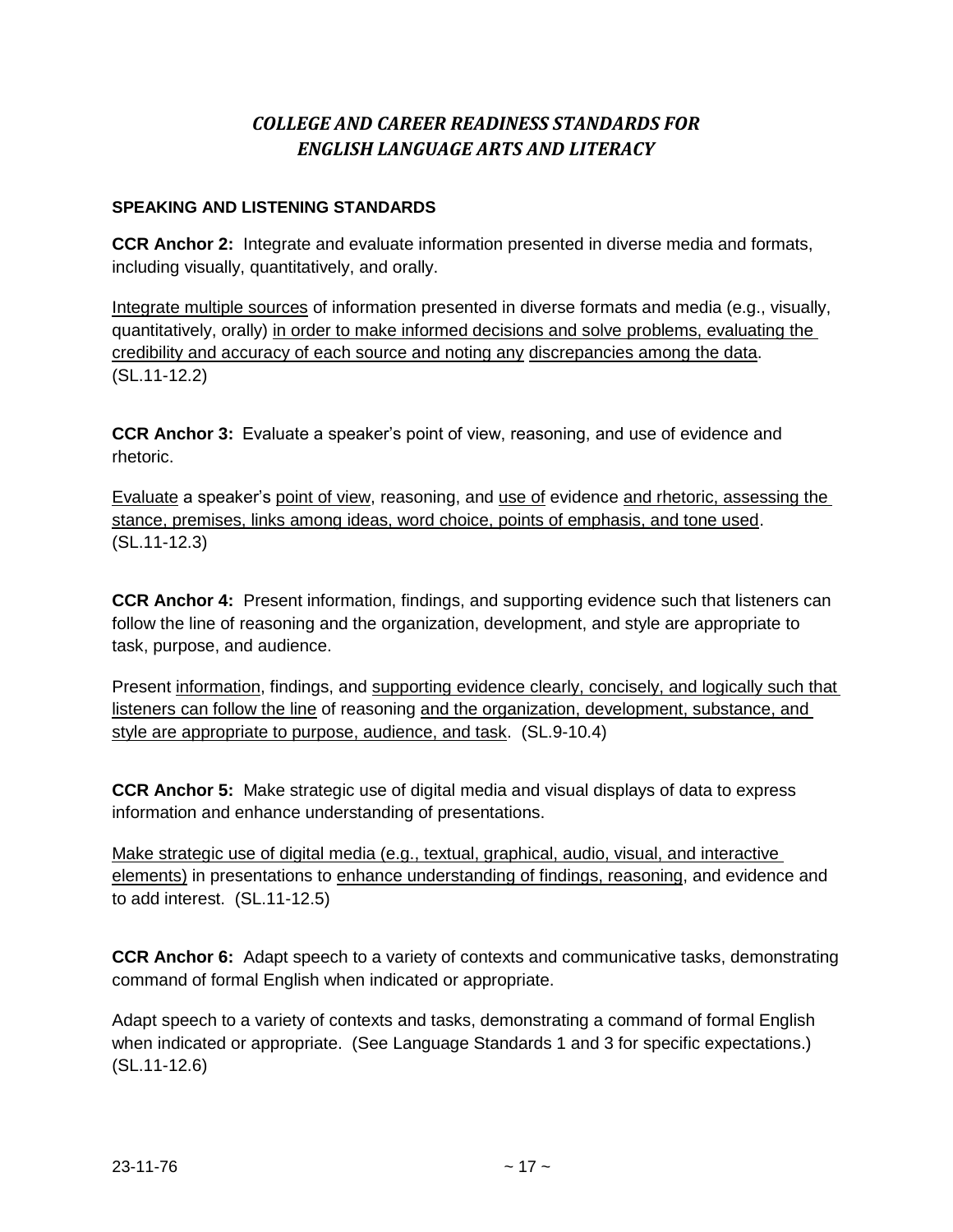# *COLLEGE AND CAREER READINESS STANDARDS FOR ENGLISH LANGUAGE ARTS AND LITERACY*

## SPEAKING AND LISTENING STANDARDS

**CCR Anchor 2:** Integrate and evaluate information presented in diverse media and formats, including visually, quantitatively, and orally.

<u>Integrate multiple sources</u> of information presented in diverse formats and media (e.g., visually, quantitatively, orally) <u>in order to make informed decisions and solve problems, evaluating the credibility and accuracy of each source and noting any</u> <u>discrepancies among the data</u>. (SL.11-12.2)

**CCR Anchor 3:** Evaluate a speaker's point of view, reasoning, and use of evidence and rhetoric.

<u>Evaluate</u> a speaker's <u>point of view</u>, reasoning, and <u>use of</u> evidence <u>and rhetoric, assessing the stance, premises, links among ideas, word choice, points of emphasis, and tone used</u>. (SL.11-12.3)

**CCR Anchor 4:** Present information, findings, and supporting evidence such that listeners can follow the line of reasoning and the organization, development, and style are appropriate to task, purpose, and audience.

Present <u>information</u>, findings, and <u>supporting evidence clearly, concisely, and logically such that listeners can follow the line</u> of reasoning <u>and the organization, development, substance, and style are appropriate to purpose, audience, and task</u>. (SL.9-10.4)

**CCR Anchor 5:** Make strategic use of digital media and visual displays of data to express information and enhance understanding of presentations.

<u>Make strategic use of digital media (e.g., textual, graphical, audio, visual, and interactive elements)</u> in presentations to <u>enhance understanding of findings, reasoning</u>, and evidence and to add interest. (SL.11-12.5)

**CCR Anchor 6:** Adapt speech to a variety of contexts and communicative tasks, demonstrating command of formal English when indicated or appropriate.

Adapt speech to a variety of contexts and tasks, demonstrating a command of formal English when indicated or appropriate. (See Language Standards 1 and 3 for specific expectations.) (SL.11-12.6)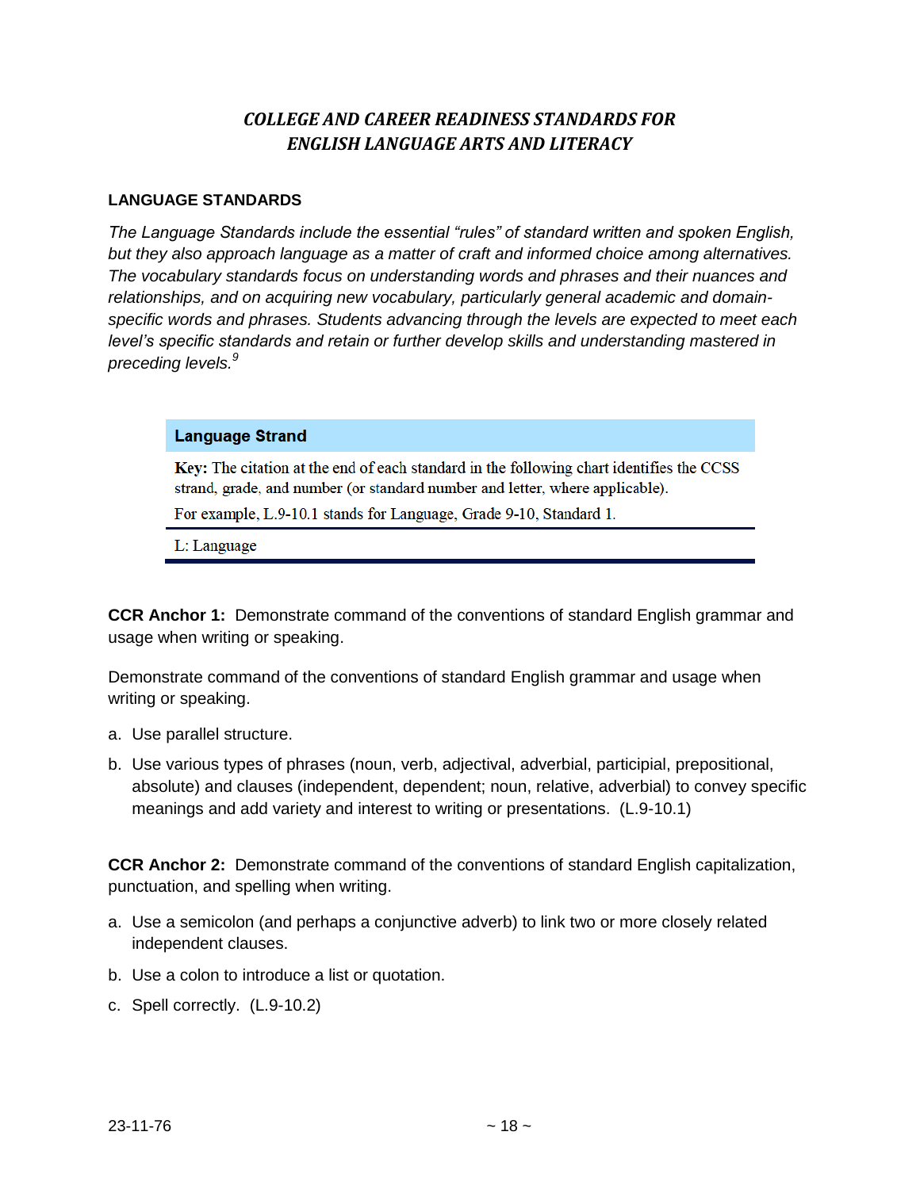## *COLLEGE AND CAREER READINESS STANDARDS FOR ENGLISH LANGUAGE ARTS AND LITERACY*

### LANGUAGE STANDARDS

*The Language Standards include the essential "rules" of standard written and spoken English, but they also approach language as a matter of craft and informed choice among alternatives. The vocabulary standards focus on understanding words and phrases and their nuances and relationships, and on acquiring new vocabulary, particularly general academic and domain-specific words and phrases. Students advancing through the levels are expected to meet each level's specific standards and retain or further develop skills and understanding mastered in preceding levels.*[9]

| **Language Strand** |
| --- |
| **Key:** The citation at the end of each standard in the following chart identifies the CCSS strand, grade, and number (or standard number and letter, where applicable).<br>For example, L.9-10.1 stands for Language, Grade 9-10, Standard 1. |
| L: Language |

**CCR Anchor 1:** Demonstrate command of the conventions of standard English grammar and usage when writing or speaking.

Demonstrate command of the conventions of standard English grammar and usage when writing or speaking.

a. Use parallel structure.

b. Use various types of phrases (noun, verb, adjectival, adverbial, participial, prepositional, absolute) and clauses (independent, dependent; noun, relative, adverbial) to convey specific meanings and add variety and interest to writing or presentations. (L.9-10.1)

**CCR Anchor 2:** Demonstrate command of the conventions of standard English capitalization, punctuation, and spelling when writing.

a. Use a semicolon (and perhaps a conjunctive adverb) to link two or more closely related independent clauses.

b. Use a colon to introduce a list or quotation.

c. Spell correctly. (L.9-10.2)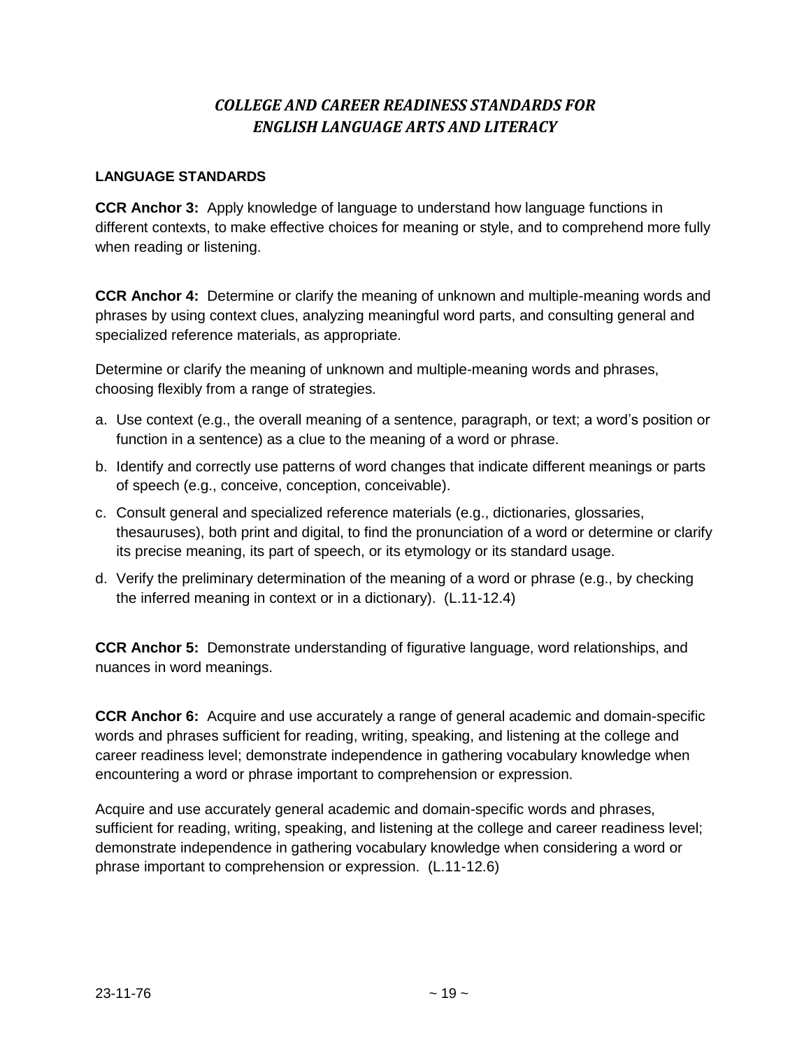## *COLLEGE AND CAREER READINESS STANDARDS FOR ENGLISH LANGUAGE ARTS AND LITERACY*

### LANGUAGE STANDARDS

**CCR Anchor 3:** Apply knowledge of language to understand how language functions in different contexts, to make effective choices for meaning or style, and to comprehend more fully when reading or listening.

**CCR Anchor 4:** Determine or clarify the meaning of unknown and multiple-meaning words and phrases by using context clues, analyzing meaningful word parts, and consulting general and specialized reference materials, as appropriate.

Determine or clarify the meaning of unknown and multiple-meaning words and phrases, choosing flexibly from a range of strategies.

a. Use context (e.g., the overall meaning of a sentence, paragraph, or text; a word's position or function in a sentence) as a clue to the meaning of a word or phrase.
b. Identify and correctly use patterns of word changes that indicate different meanings or parts of speech (e.g., conceive, conception, conceivable).
c. Consult general and specialized reference materials (e.g., dictionaries, glossaries, thesauruses), both print and digital, to find the pronunciation of a word or determine or clarify its precise meaning, its part of speech, or its etymology or its standard usage.
d. Verify the preliminary determination of the meaning of a word or phrase (e.g., by checking the inferred meaning in context or in a dictionary). (L.11-12.4)

**CCR Anchor 5:** Demonstrate understanding of figurative language, word relationships, and nuances in word meanings.

**CCR Anchor 6:** Acquire and use accurately a range of general academic and domain-specific words and phrases sufficient for reading, writing, speaking, and listening at the college and career readiness level; demonstrate independence in gathering vocabulary knowledge when encountering a word or phrase important to comprehension or expression.

Acquire and use accurately general academic and domain-specific words and phrases, sufficient for reading, writing, speaking, and listening at the college and career readiness level; demonstrate independence in gathering vocabulary knowledge when considering a word or phrase important to comprehension or expression. (L.11-12.6)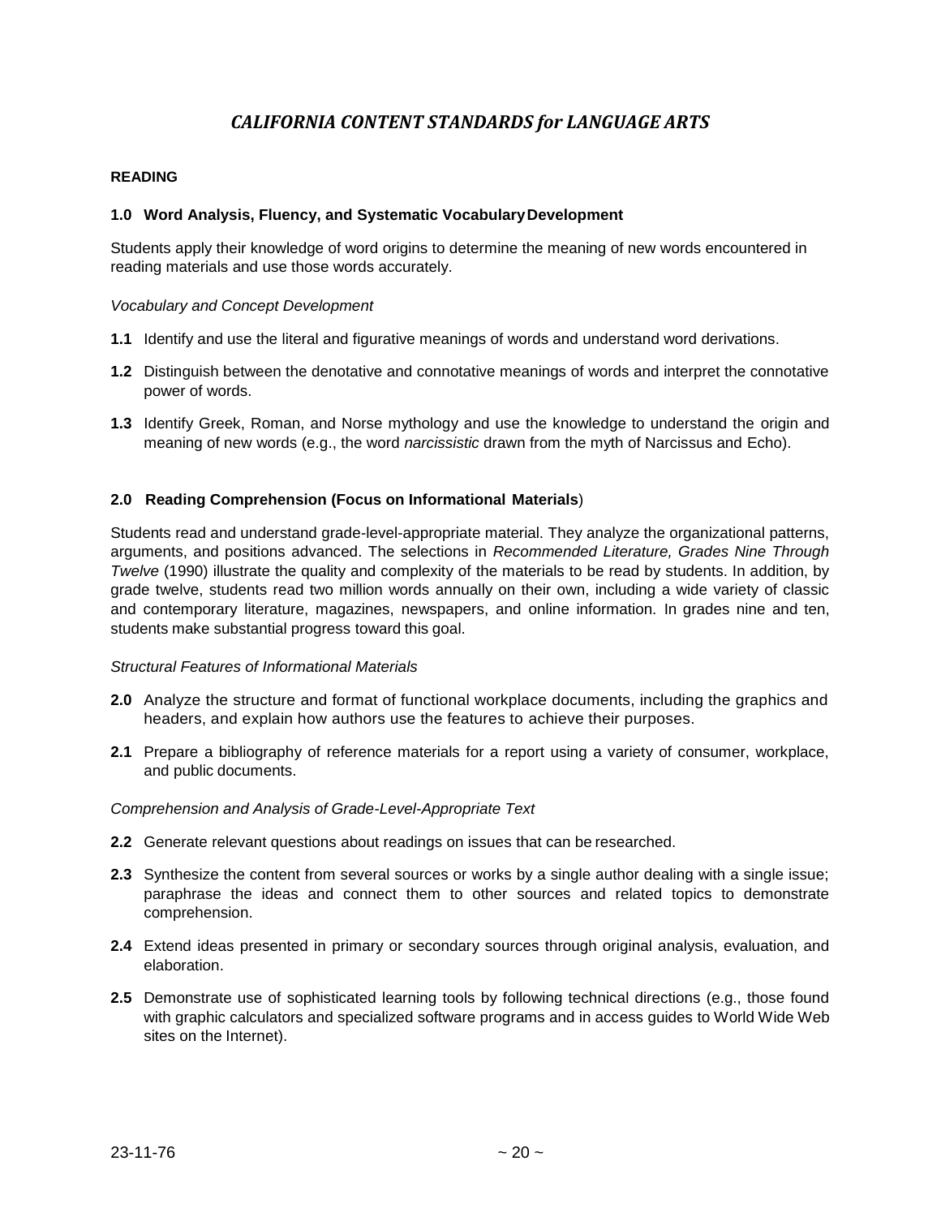# *CALIFORNIA CONTENT STANDARDS for LANGUAGE ARTS*

**READING**

**1.0 Word Analysis, Fluency, and Systematic Vocabulary Development**

Students apply their knowledge of word origins to determine the meaning of new words encountered in reading materials and use those words accurately.

*Vocabulary and Concept Development*

**1.1** Identify and use the literal and figurative meanings of words and understand word derivations.

**1.2** Distinguish between the denotative and connotative meanings of words and interpret the connotative power of words.

**1.3** Identify Greek, Roman, and Norse mythology and use the knowledge to understand the origin and meaning of new words (e.g., the word *narcissistic* drawn from the myth of Narcissus and Echo).

**2.0 Reading Comprehension (Focus on Informational Materials)**

Students read and understand grade-level-appropriate material. They analyze the organizational patterns, arguments, and positions advanced. The selections in *Recommended Literature, Grades Nine Through Twelve* (1990) illustrate the quality and complexity of the materials to be read by students. In addition, by grade twelve, students read two million words annually on their own, including a wide variety of classic and contemporary literature, magazines, newspapers, and online information. In grades nine and ten, students make substantial progress toward this goal.

*Structural Features of Informational Materials*

**2.0** Analyze the structure and format of functional workplace documents, including the graphics and headers, and explain how authors use the features to achieve their purposes.

**2.1** Prepare a bibliography of reference materials for a report using a variety of consumer, workplace, and public documents.

*Comprehension and Analysis of Grade-Level-Appropriate Text*

**2.2** Generate relevant questions about readings on issues that can be researched.

**2.3** Synthesize the content from several sources or works by a single author dealing with a single issue; paraphrase the ideas and connect them to other sources and related topics to demonstrate comprehension.

**2.4** Extend ideas presented in primary or secondary sources through original analysis, evaluation, and elaboration.

**2.5** Demonstrate use of sophisticated learning tools by following technical directions (e.g., those found with graphic calculators and specialized software programs and in access guides to World Wide Web sites on the Internet).

23-11-76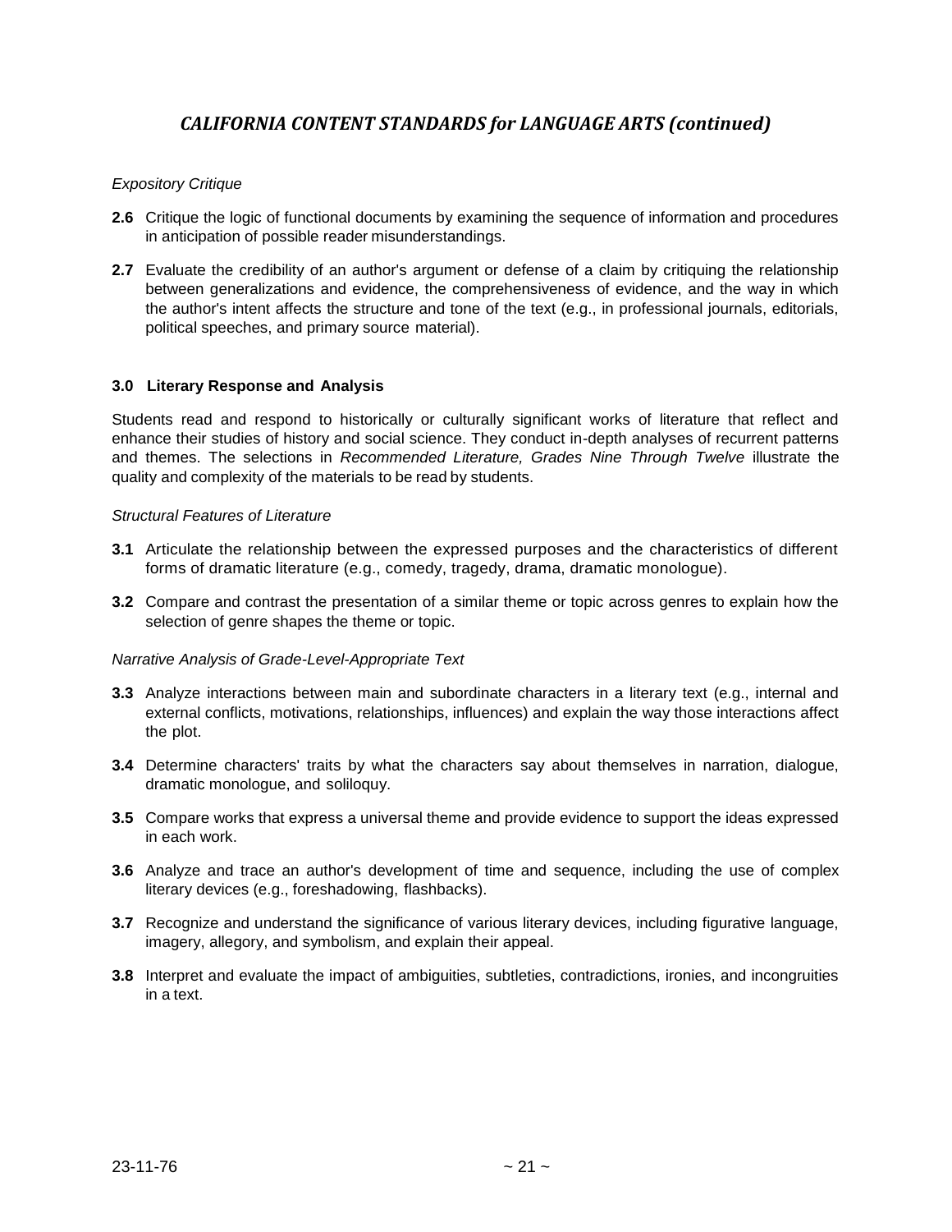## *CALIFORNIA CONTENT STANDARDS for LANGUAGE ARTS (continued)*

*Expository Critique*

**2.6** Critique the logic of functional documents by examining the sequence of information and procedures in anticipation of possible reader misunderstandings.

**2.7** Evaluate the credibility of an author's argument or defense of a claim by critiquing the relationship between generalizations and evidence, the comprehensiveness of evidence, and the way in which the author's intent affects the structure and tone of the text (e.g., in professional journals, editorials, political speeches, and primary source material).

### 3.0 Literary Response and Analysis

Students read and respond to historically or culturally significant works of literature that reflect and enhance their studies of history and social science. They conduct in-depth analyses of recurrent patterns and themes. The selections in *Recommended Literature, Grades Nine Through Twelve* illustrate the quality and complexity of the materials to be read by students.

*Structural Features of Literature*

**3.1** Articulate the relationship between the expressed purposes and the characteristics of different forms of dramatic literature (e.g., comedy, tragedy, drama, dramatic monologue).

**3.2** Compare and contrast the presentation of a similar theme or topic across genres to explain how the selection of genre shapes the theme or topic.

*Narrative Analysis of Grade-Level-Appropriate Text*

**3.3** Analyze interactions between main and subordinate characters in a literary text (e.g., internal and external conflicts, motivations, relationships, influences) and explain the way those interactions affect the plot.

**3.4** Determine characters' traits by what the characters say about themselves in narration, dialogue, dramatic monologue, and soliloquy.

**3.5** Compare works that express a universal theme and provide evidence to support the ideas expressed in each work.

**3.6** Analyze and trace an author's development of time and sequence, including the use of complex literary devices (e.g., foreshadowing, flashbacks).

**3.7** Recognize and understand the significance of various literary devices, including figurative language, imagery, allegory, and symbolism, and explain their appeal.

**3.8** Interpret and evaluate the impact of ambiguities, subtleties, contradictions, ironies, and incongruities in a text.

23-11-76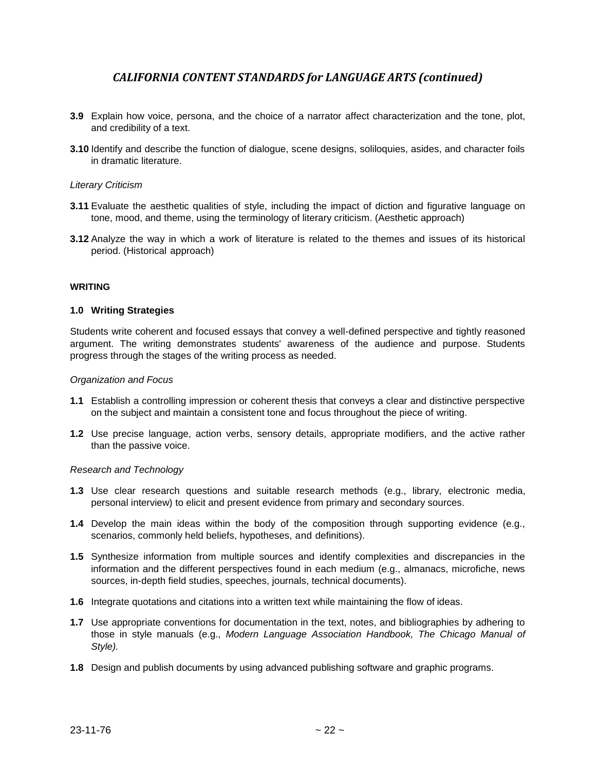## *CALIFORNIA CONTENT STANDARDS for LANGUAGE ARTS (continued)*

**3.9** Explain how voice, persona, and the choice of a narrator affect characterization and the tone, plot, and credibility of a text.

**3.10** Identify and describe the function of dialogue, scene designs, soliloquies, asides, and character foils in dramatic literature.

*Literary Criticism*

**3.11** Evaluate the aesthetic qualities of style, including the impact of diction and figurative language on tone, mood, and theme, using the terminology of literary criticism. (Aesthetic approach)

**3.12** Analyze the way in which a work of literature is related to the themes and issues of its historical period. (Historical approach)

**WRITING**

**1.0 Writing Strategies**

Students write coherent and focused essays that convey a well-defined perspective and tightly reasoned argument. The writing demonstrates students' awareness of the audience and purpose. Students progress through the stages of the writing process as needed.

*Organization and Focus*

**1.1** Establish a controlling impression or coherent thesis that conveys a clear and distinctive perspective on the subject and maintain a consistent tone and focus throughout the piece of writing.

**1.2** Use precise language, action verbs, sensory details, appropriate modifiers, and the active rather than the passive voice.

*Research and Technology*

**1.3** Use clear research questions and suitable research methods (e.g., library, electronic media, personal interview) to elicit and present evidence from primary and secondary sources.

**1.4** Develop the main ideas within the body of the composition through supporting evidence (e.g., scenarios, commonly held beliefs, hypotheses, and definitions).

**1.5** Synthesize information from multiple sources and identify complexities and discrepancies in the information and the different perspectives found in each medium (e.g., almanacs, microfiche, news sources, in-depth field studies, speeches, journals, technical documents).

**1.6** Integrate quotations and citations into a written text while maintaining the flow of ideas.

**1.7** Use appropriate conventions for documentation in the text, notes, and bibliographies by adhering to those in style manuals (e.g., *Modern Language Association Handbook, The Chicago Manual of Style).*

**1.8** Design and publish documents by using advanced publishing software and graphic programs.

23-11-76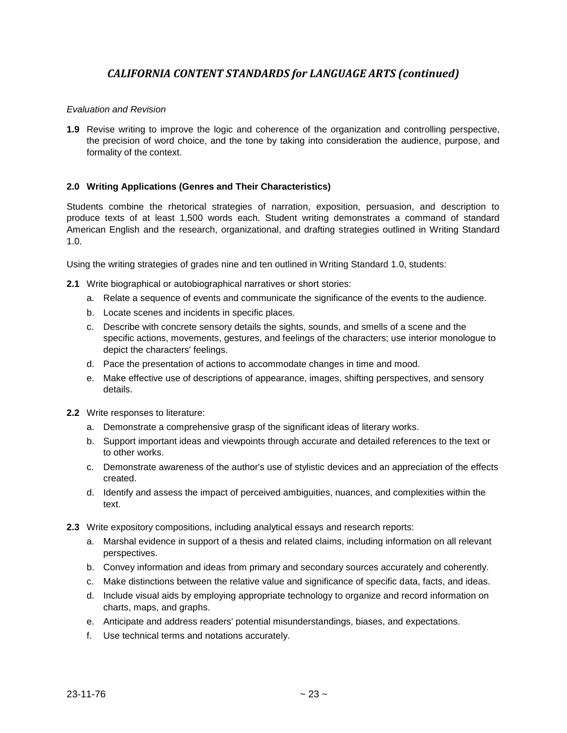## *CALIFORNIA CONTENT STANDARDS for LANGUAGE ARTS (continued)*

*Evaluation and Revision*

**1.9** Revise writing to improve the logic and coherence of the organization and controlling perspective, the precision of word choice, and the tone by taking into consideration the audience, purpose, and formality of the context.

### 2.0 Writing Applications (Genres and Their Characteristics)

Students combine the rhetorical strategies of narration, exposition, persuasion, and description to produce texts of at least 1,500 words each. Student writing demonstrates a command of standard American English and the research, organizational, and drafting strategies outlined in Writing Standard 1.0.

Using the writing strategies of grades nine and ten outlined in Writing Standard 1.0, students:

**2.1** Write biographical or autobiographical narratives or short stories:

a. Relate a sequence of events and communicate the significance of the events to the audience.
b. Locate scenes and incidents in specific places.
c. Describe with concrete sensory details the sights, sounds, and smells of a scene and the specific actions, movements, gestures, and feelings of the characters; use interior monologue to depict the characters' feelings.
d. Pace the presentation of actions to accommodate changes in time and mood.
e. Make effective use of descriptions of appearance, images, shifting perspectives, and sensory details.

**2.2** Write responses to literature:

a. Demonstrate a comprehensive grasp of the significant ideas of literary works.
b. Support important ideas and viewpoints through accurate and detailed references to the text or to other works.
c. Demonstrate awareness of the author's use of stylistic devices and an appreciation of the effects created.
d. Identify and assess the impact of perceived ambiguities, nuances, and complexities within the text.

**2.3** Write expository compositions, including analytical essays and research reports:

a. Marshal evidence in support of a thesis and related claims, including information on all relevant perspectives.
b. Convey information and ideas from primary and secondary sources accurately and coherently.
c. Make distinctions between the relative value and significance of specific data, facts, and ideas.
d. Include visual aids by employing appropriate technology to organize and record information on charts, maps, and graphs.
e. Anticipate and address readers' potential misunderstandings, biases, and expectations.
f. Use technical terms and notations accurately.

23-11-76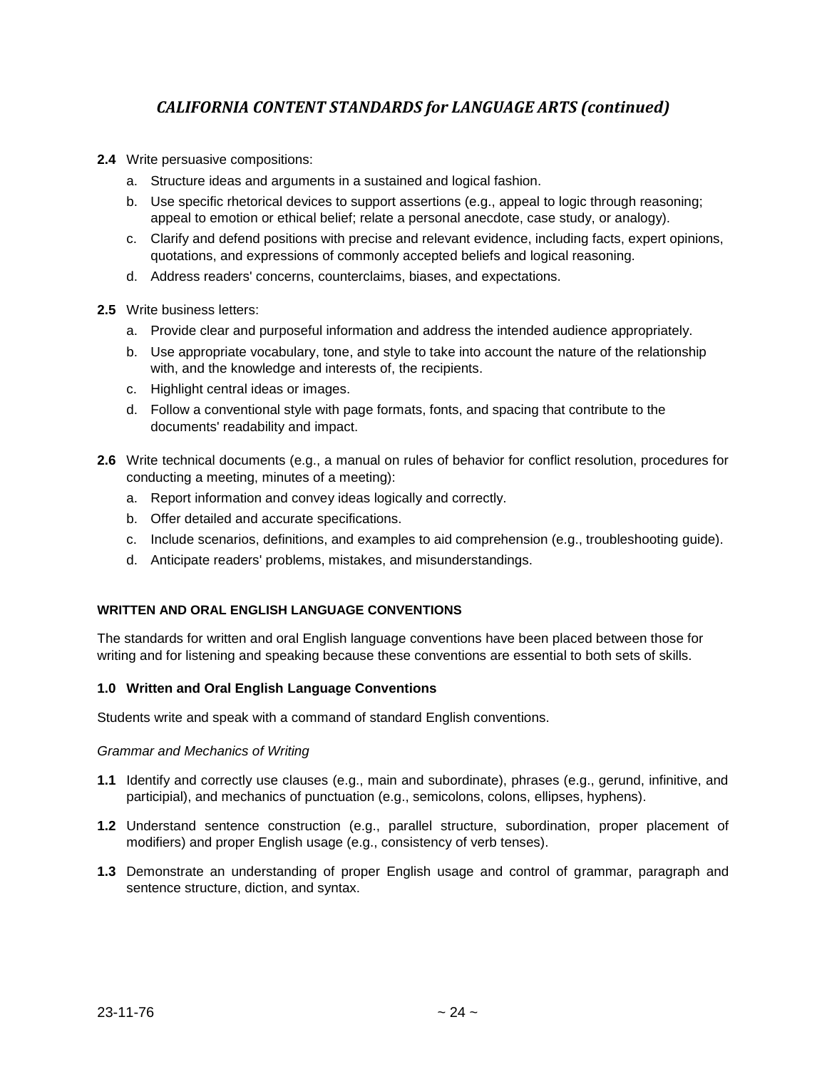## *CALIFORNIA CONTENT STANDARDS for LANGUAGE ARTS (continued)*

**2.4** Write persuasive compositions:

a. Structure ideas and arguments in a sustained and logical fashion.

b. Use specific rhetorical devices to support assertions (e.g., appeal to logic through reasoning; appeal to emotion or ethical belief; relate a personal anecdote, case study, or analogy).

c. Clarify and defend positions with precise and relevant evidence, including facts, expert opinions, quotations, and expressions of commonly accepted beliefs and logical reasoning.

d. Address readers' concerns, counterclaims, biases, and expectations.

**2.5** Write business letters:

a. Provide clear and purposeful information and address the intended audience appropriately.

b. Use appropriate vocabulary, tone, and style to take into account the nature of the relationship with, and the knowledge and interests of, the recipients.

c. Highlight central ideas or images.

d. Follow a conventional style with page formats, fonts, and spacing that contribute to the documents' readability and impact.

**2.6** Write technical documents (e.g., a manual on rules of behavior for conflict resolution, procedures for conducting a meeting, minutes of a meeting):

a. Report information and convey ideas logically and correctly.

b. Offer detailed and accurate specifications.

c. Include scenarios, definitions, and examples to aid comprehension (e.g., troubleshooting guide).

d. Anticipate readers' problems, mistakes, and misunderstandings.

### WRITTEN AND ORAL ENGLISH LANGUAGE CONVENTIONS

The standards for written and oral English language conventions have been placed between those for writing and for listening and speaking because these conventions are essential to both sets of skills.

#### 1.0 Written and Oral English Language Conventions

Students write and speak with a command of standard English conventions.

*Grammar and Mechanics of Writing*

**1.1** Identify and correctly use clauses (e.g., main and subordinate), phrases (e.g., gerund, infinitive, and participial), and mechanics of punctuation (e.g., semicolons, colons, ellipses, hyphens).

**1.2** Understand sentence construction (e.g., parallel structure, subordination, proper placement of modifiers) and proper English usage (e.g., consistency of verb tenses).

**1.3** Demonstrate an understanding of proper English usage and control of grammar, paragraph and sentence structure, diction, and syntax.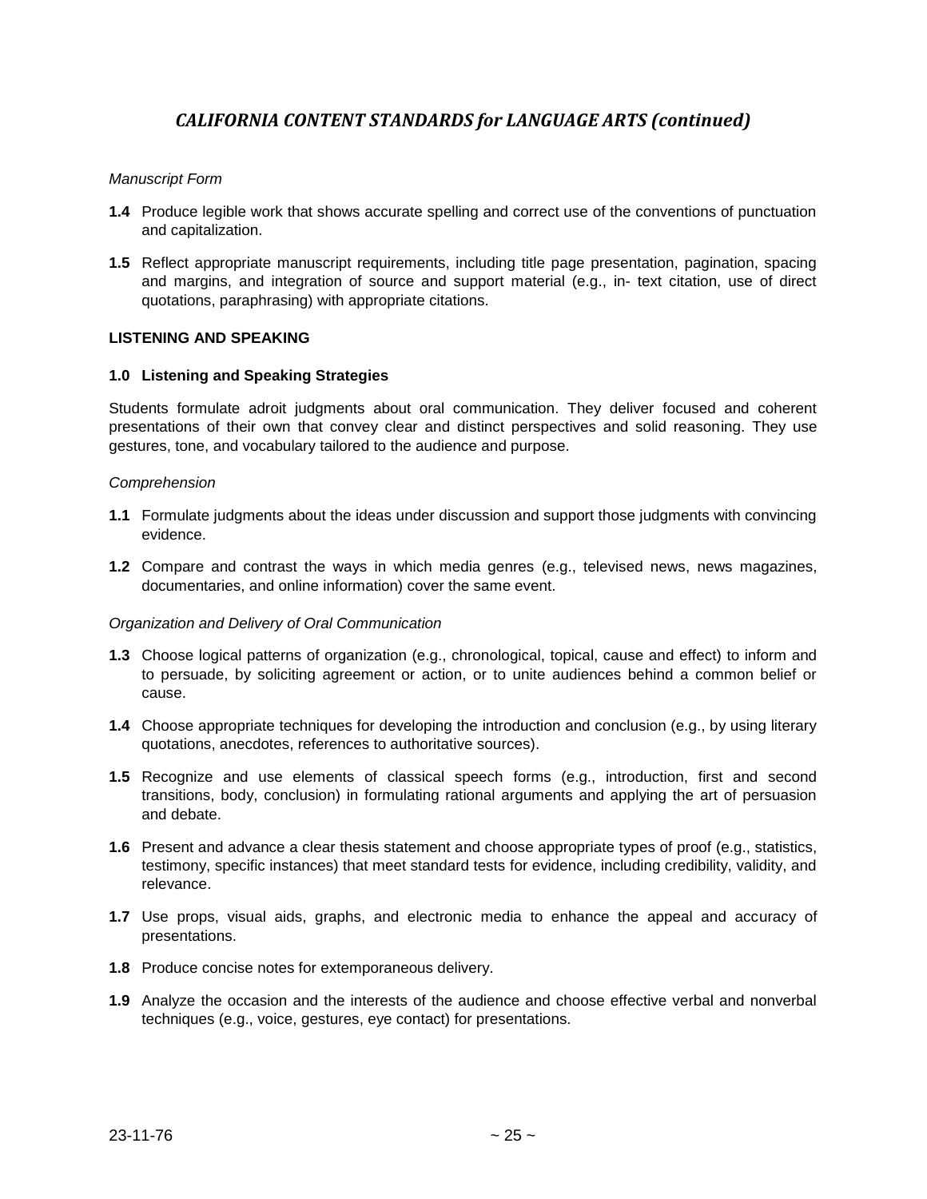## *CALIFORNIA CONTENT STANDARDS for LANGUAGE ARTS (continued)*

*Manuscript Form*

**1.4** Produce legible work that shows accurate spelling and correct use of the conventions of punctuation and capitalization.

**1.5** Reflect appropriate manuscript requirements, including title page presentation, pagination, spacing and margins, and integration of source and support material (e.g., in- text citation, use of direct quotations, paraphrasing) with appropriate citations.

**LISTENING AND SPEAKING**

**1.0 Listening and Speaking Strategies**

Students formulate adroit judgments about oral communication. They deliver focused and coherent presentations of their own that convey clear and distinct perspectives and solid reasoning. They use gestures, tone, and vocabulary tailored to the audience and purpose.

*Comprehension*

**1.1** Formulate judgments about the ideas under discussion and support those judgments with convincing evidence.

**1.2** Compare and contrast the ways in which media genres (e.g., televised news, news magazines, documentaries, and online information) cover the same event.

*Organization and Delivery of Oral Communication*

**1.3** Choose logical patterns of organization (e.g., chronological, topical, cause and effect) to inform and to persuade, by soliciting agreement or action, or to unite audiences behind a common belief or cause.

**1.4** Choose appropriate techniques for developing the introduction and conclusion (e.g., by using literary quotations, anecdotes, references to authoritative sources).

**1.5** Recognize and use elements of classical speech forms (e.g., introduction, first and second transitions, body, conclusion) in formulating rational arguments and applying the art of persuasion and debate.

**1.6** Present and advance a clear thesis statement and choose appropriate types of proof (e.g., statistics, testimony, specific instances) that meet standard tests for evidence, including credibility, validity, and relevance.

**1.7** Use props, visual aids, graphs, and electronic media to enhance the appeal and accuracy of presentations.

**1.8** Produce concise notes for extemporaneous delivery.

**1.9** Analyze the occasion and the interests of the audience and choose effective verbal and nonverbal techniques (e.g., voice, gestures, eye contact) for presentations.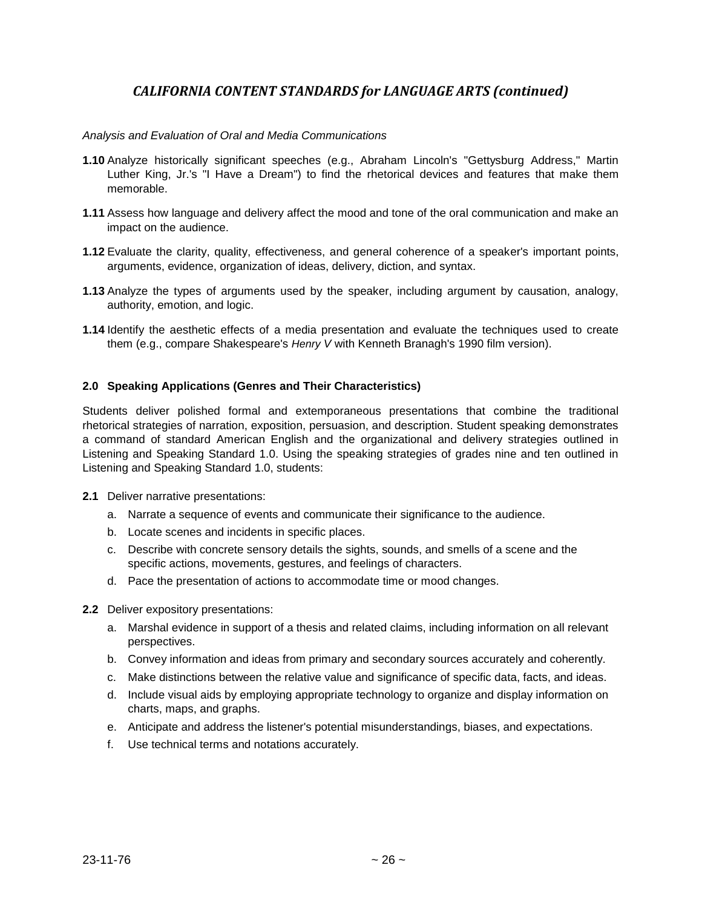## *CALIFORNIA CONTENT STANDARDS for LANGUAGE ARTS (continued)*

*Analysis and Evaluation of Oral and Media Communications*

**1.10** Analyze historically significant speeches (e.g., Abraham Lincoln's "Gettysburg Address," Martin Luther King, Jr.'s "I Have a Dream") to find the rhetorical devices and features that make them memorable.

**1.11** Assess how language and delivery affect the mood and tone of the oral communication and make an impact on the audience.

**1.12** Evaluate the clarity, quality, effectiveness, and general coherence of a speaker's important points, arguments, evidence, organization of ideas, delivery, diction, and syntax.

**1.13** Analyze the types of arguments used by the speaker, including argument by causation, analogy, authority, emotion, and logic.

**1.14** Identify the aesthetic effects of a media presentation and evaluate the techniques used to create them (e.g., compare Shakespeare's *Henry V* with Kenneth Branagh's 1990 film version).

### 2.0 Speaking Applications (Genres and Their Characteristics)

Students deliver polished formal and extemporaneous presentations that combine the traditional rhetorical strategies of narration, exposition, persuasion, and description. Student speaking demonstrates a command of standard American English and the organizational and delivery strategies outlined in Listening and Speaking Standard 1.0. Using the speaking strategies of grades nine and ten outlined in Listening and Speaking Standard 1.0, students:

**2.1** Deliver narrative presentations:

a. Narrate a sequence of events and communicate their significance to the audience.
b. Locate scenes and incidents in specific places.
c. Describe with concrete sensory details the sights, sounds, and smells of a scene and the specific actions, movements, gestures, and feelings of characters.
d. Pace the presentation of actions to accommodate time or mood changes.

**2.2** Deliver expository presentations:

a. Marshal evidence in support of a thesis and related claims, including information on all relevant perspectives.
b. Convey information and ideas from primary and secondary sources accurately and coherently.
c. Make distinctions between the relative value and significance of specific data, facts, and ideas.
d. Include visual aids by employing appropriate technology to organize and display information on charts, maps, and graphs.
e. Anticipate and address the listener's potential misunderstandings, biases, and expectations.
f. Use technical terms and notations accurately.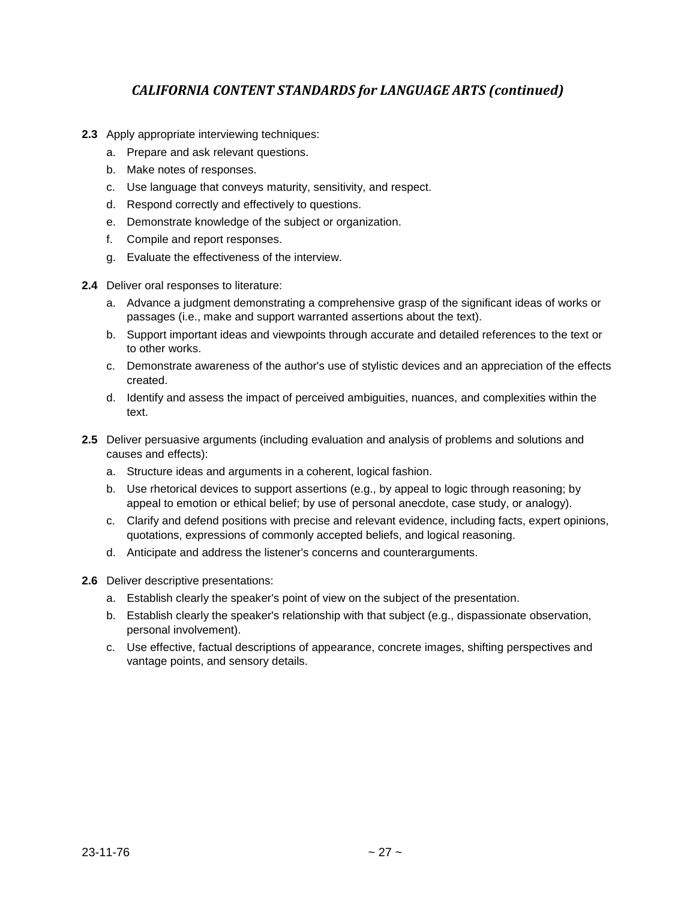## *CALIFORNIA CONTENT STANDARDS for LANGUAGE ARTS (continued)*

**2.3** Apply appropriate interviewing techniques:

a. Prepare and ask relevant questions.
b. Make notes of responses.
c. Use language that conveys maturity, sensitivity, and respect.
d. Respond correctly and effectively to questions.
e. Demonstrate knowledge of the subject or organization.
f. Compile and report responses.
g. Evaluate the effectiveness of the interview.

**2.4** Deliver oral responses to literature:

a. Advance a judgment demonstrating a comprehensive grasp of the significant ideas of works or passages (i.e., make and support warranted assertions about the text).
b. Support important ideas and viewpoints through accurate and detailed references to the text or to other works.
c. Demonstrate awareness of the author's use of stylistic devices and an appreciation of the effects created.
d. Identify and assess the impact of perceived ambiguities, nuances, and complexities within the text.

**2.5** Deliver persuasive arguments (including evaluation and analysis of problems and solutions and causes and effects):

a. Structure ideas and arguments in a coherent, logical fashion.
b. Use rhetorical devices to support assertions (e.g., by appeal to logic through reasoning; by appeal to emotion or ethical belief; by use of personal anecdote, case study, or analogy).
c. Clarify and defend positions with precise and relevant evidence, including facts, expert opinions, quotations, expressions of commonly accepted beliefs, and logical reasoning.
d. Anticipate and address the listener's concerns and counterarguments.

**2.6** Deliver descriptive presentations:

a. Establish clearly the speaker's point of view on the subject of the presentation.
b. Establish clearly the speaker's relationship with that subject (e.g., dispassionate observation, personal involvement).
c. Use effective, factual descriptions of appearance, concrete images, shifting perspectives and vantage points, and sensory details.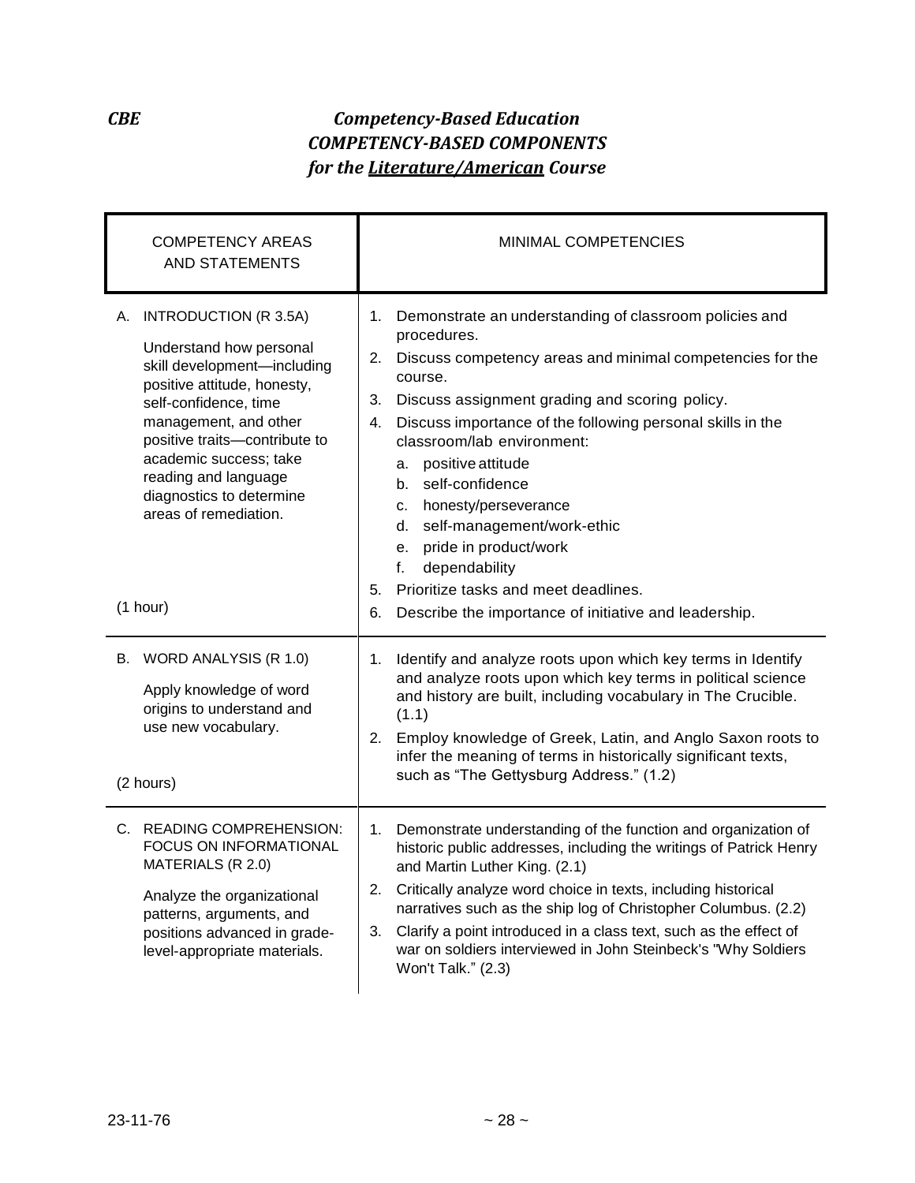***CBE*** ***Competency-Based Education***

***COMPETENCY-BASED COMPONENTS***

***for the Literature/American Course***

| COMPETENCY AREAS AND STATEMENTS | MINIMAL COMPETENCIES |
|---|---|
| A. INTRODUCTION (R 3.5A)<br><br>Understand how personal skill development—including positive attitude, honesty, self-confidence, time management, and other positive traits—contribute to academic success; take reading and language diagnostics to determine areas of remediation.<br><br>(1 hour) | 1. Demonstrate an understanding of classroom policies and procedures.<br>2. Discuss competency areas and minimal competencies for the course.<br>3. Discuss assignment grading and scoring policy.<br>4. Discuss importance of the following personal skills in the classroom/lab environment:<br>a. positive attitude<br>b. self-confidence<br>c. honesty/perseverance<br>d. self-management/work-ethic<br>e. pride in product/work<br>f. dependability<br>5. Prioritize tasks and meet deadlines.<br>6. Describe the importance of initiative and leadership. |
| B. WORD ANALYSIS (R 1.0)<br><br>Apply knowledge of word origins to understand and use new vocabulary.<br><br>(2 hours) | 1. Identify and analyze roots upon which key terms in Identify and analyze roots upon which key terms in political science and history are built, including vocabulary in The Crucible. (1.1)<br>2. Employ knowledge of Greek, Latin, and Anglo Saxon roots to infer the meaning of terms in historically significant texts, such as "The Gettysburg Address." (1.2) |
| C. READING COMPREHENSION: FOCUS ON INFORMATIONAL MATERIALS (R 2.0)<br><br>Analyze the organizational patterns, arguments, and positions advanced in grade-level-appropriate materials. | 1. Demonstrate understanding of the function and organization of historic public addresses, including the writings of Patrick Henry and Martin Luther King. (2.1)<br>2. Critically analyze word choice in texts, including historical narratives such as the ship log of Christopher Columbus. (2.2)<br>3. Clarify a point introduced in a class text, such as the effect of war on soldiers interviewed in John Steinbeck's "Why Soldiers Won't Talk." (2.3) |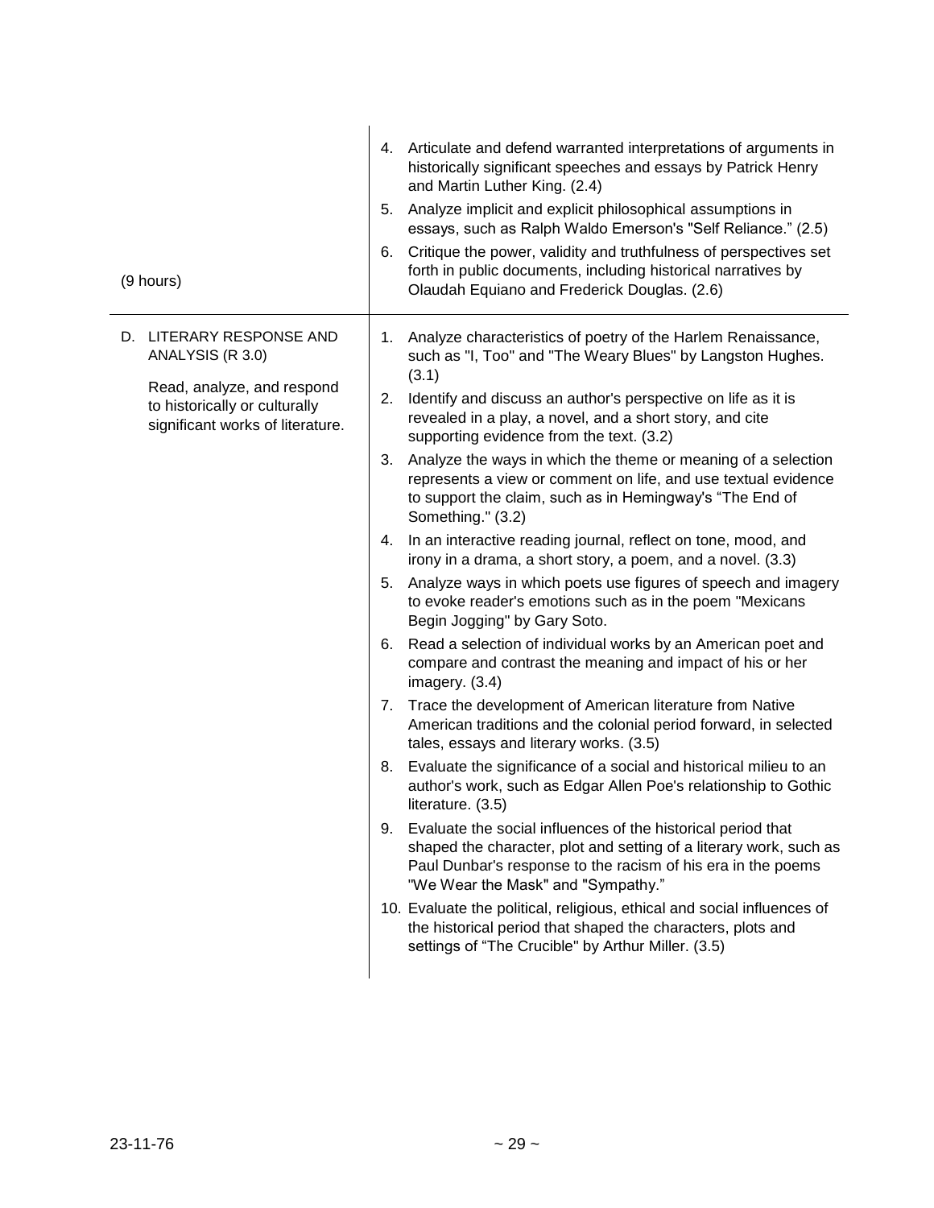| | |
|---|---|
| (9 hours) | 4. Articulate and defend warranted interpretations of arguments in historically significant speeches and essays by Patrick Henry and Martin Luther King. (2.4)<br>5. Analyze implicit and explicit philosophical assumptions in essays, such as Ralph Waldo Emerson's "Self Reliance." (2.5)<br>6. Critique the power, validity and truthfulness of perspectives set forth in public documents, including historical narratives by Olaudah Equiano and Frederick Douglas. (2.6) |
| D. LITERARY RESPONSE AND ANALYSIS (R 3.0)<br><br>Read, analyze, and respond to historically or culturally significant works of literature. | 1. Analyze characteristics of poetry of the Harlem Renaissance, such as "I, Too" and "The Weary Blues" by Langston Hughes. (3.1)<br>2. Identify and discuss an author's perspective on life as it is revealed in a play, a novel, and a short story, and cite supporting evidence from the text. (3.2)<br>3. Analyze the ways in which the theme or meaning of a selection represents a view or comment on life, and use textual evidence to support the claim, such as in Hemingway's "The End of Something." (3.2)<br>4. In an interactive reading journal, reflect on tone, mood, and irony in a drama, a short story, a poem, and a novel. (3.3)<br>5. Analyze ways in which poets use figures of speech and imagery to evoke reader's emotions such as in the poem "Mexicans Begin Jogging" by Gary Soto.<br>6. Read a selection of individual works by an American poet and compare and contrast the meaning and impact of his or her imagery. (3.4)<br>7. Trace the development of American literature from Native American traditions and the colonial period forward, in selected tales, essays and literary works. (3.5)<br>8. Evaluate the significance of a social and historical milieu to an author's work, such as Edgar Allen Poe's relationship to Gothic literature. (3.5)<br>9. Evaluate the social influences of the historical period that shaped the character, plot and setting of a literary work, such as Paul Dunbar's response to the racism of his era in the poems "We Wear the Mask" and "Sympathy."<br>10. Evaluate the political, religious, ethical and social influences of the historical period that shaped the characters, plots and settings of "The Crucible" by Arthur Miller. (3.5) |

23-11-76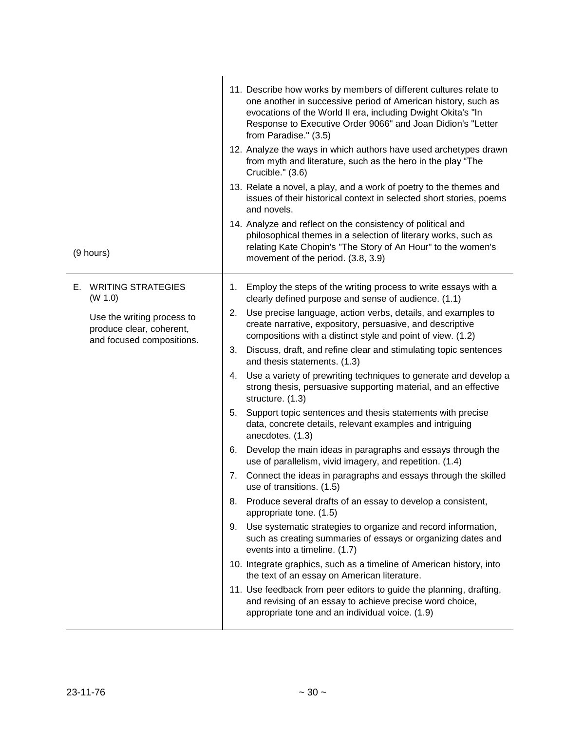| | |
|---|---|
| (9 hours) | 11. Describe how works by members of different cultures relate to one another in successive period of American history, such as evocations of the World II era, including Dwight Okita's "In Response to Executive Order 9066" and Joan Didion's "Letter from Paradise." (3.5)<br>12. Analyze the ways in which authors have used archetypes drawn from myth and literature, such as the hero in the play "The Crucible." (3.6)<br>13. Relate a novel, a play, and a work of poetry to the themes and issues of their historical context in selected short stories, poems and novels.<br>14. Analyze and reflect on the consistency of political and philosophical themes in a selection of literary works, such as relating Kate Chopin's "The Story of An Hour" to the women's movement of the period. (3.8, 3.9) |
| E. WRITING STRATEGIES (W 1.0)<br><br>Use the writing process to produce clear, coherent, and focused compositions. | 1. Employ the steps of the writing process to write essays with a clearly defined purpose and sense of audience. (1.1)<br>2. Use precise language, action verbs, details, and examples to create narrative, expository, persuasive, and descriptive compositions with a distinct style and point of view. (1.2)<br>3. Discuss, draft, and refine clear and stimulating topic sentences and thesis statements. (1.3)<br>4. Use a variety of prewriting techniques to generate and develop a strong thesis, persuasive supporting material, and an effective structure. (1.3)<br>5. Support topic sentences and thesis statements with precise data, concrete details, relevant examples and intriguing anecdotes. (1.3)<br>6. Develop the main ideas in paragraphs and essays through the use of parallelism, vivid imagery, and repetition. (1.4)<br>7. Connect the ideas in paragraphs and essays through the skilled use of transitions. (1.5)<br>8. Produce several drafts of an essay to develop a consistent, appropriate tone. (1.5)<br>9. Use systematic strategies to organize and record information, such as creating summaries of essays or organizing dates and events into a timeline. (1.7)<br>10. Integrate graphics, such as a timeline of American history, into the text of an essay on American literature.<br>11. Use feedback from peer editors to guide the planning, drafting, and revising of an essay to achieve precise word choice, appropriate tone and an individual voice. (1.9) |

23-11-76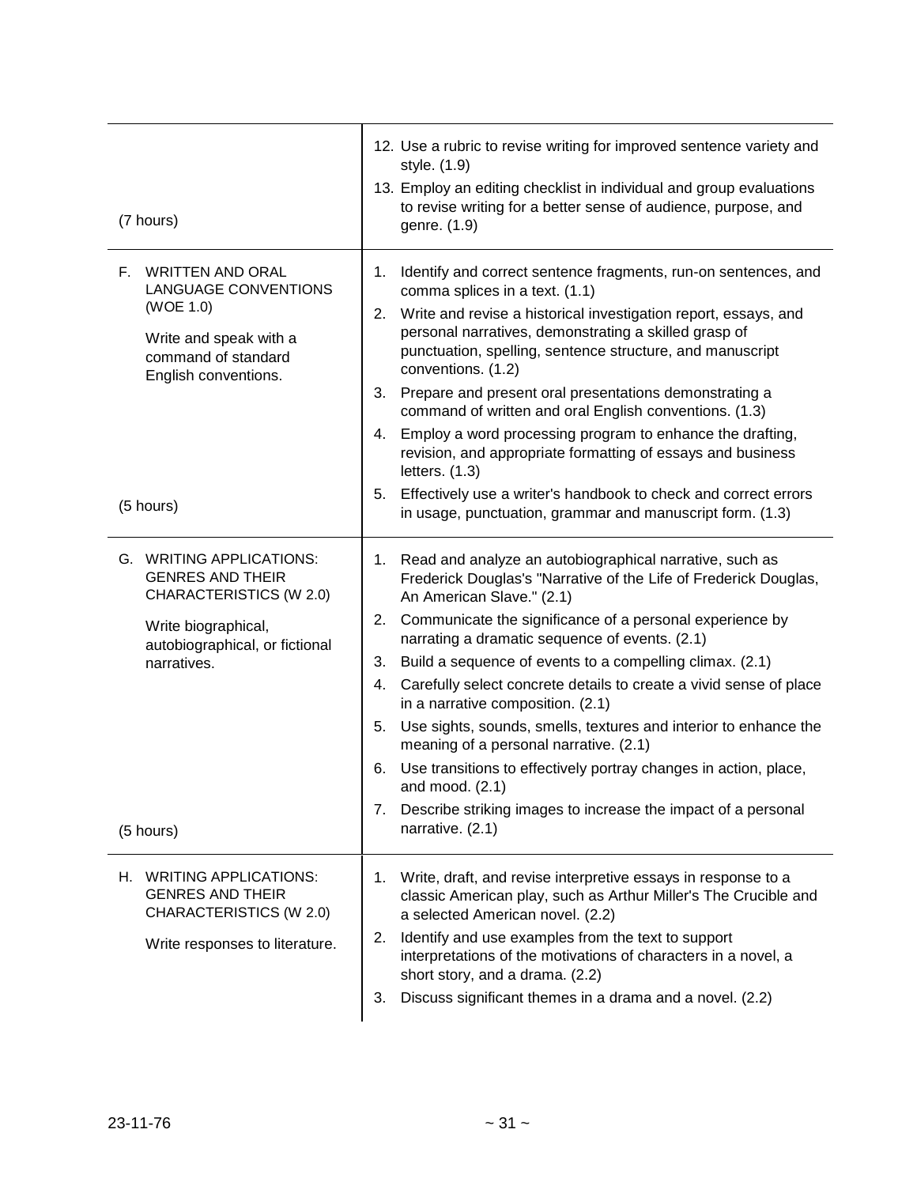| | |
|---|---|
| (7 hours) | 12. Use a rubric to revise writing for improved sentence variety and style. (1.9)<br>13. Employ an editing checklist in individual and group evaluations to revise writing for a better sense of audience, purpose, and genre. (1.9) |
| F. WRITTEN AND ORAL LANGUAGE CONVENTIONS (WOE 1.0)<br><br>Write and speak with a command of standard English conventions.<br><br>(5 hours) | 1. Identify and correct sentence fragments, run-on sentences, and comma splices in a text. (1.1)<br>2. Write and revise a historical investigation report, essays, and personal narratives, demonstrating a skilled grasp of punctuation, spelling, sentence structure, and manuscript conventions. (1.2)<br>3. Prepare and present oral presentations demonstrating a command of written and oral English conventions. (1.3)<br>4. Employ a word processing program to enhance the drafting, revision, and appropriate formatting of essays and business letters. (1.3)<br>5. Effectively use a writer's handbook to check and correct errors in usage, punctuation, grammar and manuscript form. (1.3) |
| G. WRITING APPLICATIONS: GENRES AND THEIR CHARACTERISTICS (W 2.0)<br><br>Write biographical, autobiographical, or fictional narratives.<br><br>(5 hours) | 1. Read and analyze an autobiographical narrative, such as Frederick Douglas's "Narrative of the Life of Frederick Douglas, An American Slave." (2.1)<br>2. Communicate the significance of a personal experience by narrating a dramatic sequence of events. (2.1)<br>3. Build a sequence of events to a compelling climax. (2.1)<br>4. Carefully select concrete details to create a vivid sense of place in a narrative composition. (2.1)<br>5. Use sights, sounds, smells, textures and interior to enhance the meaning of a personal narrative. (2.1)<br>6. Use transitions to effectively portray changes in action, place, and mood. (2.1)<br>7. Describe striking images to increase the impact of a personal narrative. (2.1) |
| H. WRITING APPLICATIONS: GENRES AND THEIR CHARACTERISTICS (W 2.0)<br><br>Write responses to literature. | 1. Write, draft, and revise interpretive essays in response to a classic American play, such as Arthur Miller's The Crucible and a selected American novel. (2.2)<br>2. Identify and use examples from the text to support interpretations of the motivations of characters in a novel, a short story, and a drama. (2.2)<br>3. Discuss significant themes in a drama and a novel. (2.2) |

23-11-76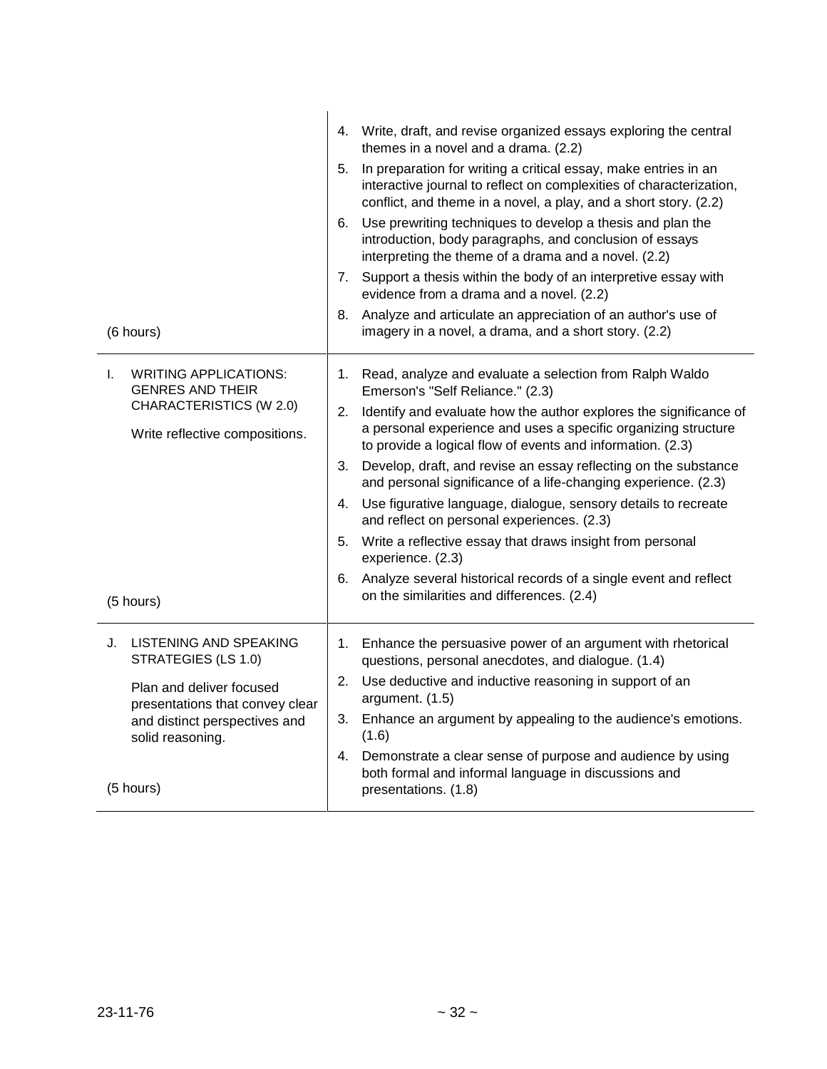| | |
|---|---|
| (6 hours) | 4. Write, draft, and revise organized essays exploring the central themes in a novel and a drama. (2.2)<br>5. In preparation for writing a critical essay, make entries in an interactive journal to reflect on complexities of characterization, conflict, and theme in a novel, a play, and a short story. (2.2)<br>6. Use prewriting techniques to develop a thesis and plan the introduction, body paragraphs, and conclusion of essays interpreting the theme of a drama and a novel. (2.2)<br>7. Support a thesis within the body of an interpretive essay with evidence from a drama and a novel. (2.2)<br>8. Analyze and articulate an appreciation of an author's use of imagery in a novel, a drama, and a short story. (2.2) |
| I. WRITING APPLICATIONS: GENRES AND THEIR CHARACTERISTICS (W 2.0)<br><br>Write reflective compositions.<br><br>(5 hours) | 1. Read, analyze and evaluate a selection from Ralph Waldo Emerson's "Self Reliance." (2.3)<br>2. Identify and evaluate how the author explores the significance of a personal experience and uses a specific organizing structure to provide a logical flow of events and information. (2.3)<br>3. Develop, draft, and revise an essay reflecting on the substance and personal significance of a life-changing experience. (2.3)<br>4. Use figurative language, dialogue, sensory details to recreate and reflect on personal experiences. (2.3)<br>5. Write a reflective essay that draws insight from personal experience. (2.3)<br>6. Analyze several historical records of a single event and reflect on the similarities and differences. (2.4) |
| J. LISTENING AND SPEAKING STRATEGIES (LS 1.0)<br><br>Plan and deliver focused presentations that convey clear and distinct perspectives and solid reasoning.<br><br>(5 hours) | 1. Enhance the persuasive power of an argument with rhetorical questions, personal anecdotes, and dialogue. (1.4)<br>2. Use deductive and inductive reasoning in support of an argument. (1.5)<br>3. Enhance an argument by appealing to the audience's emotions. (1.6)<br>4. Demonstrate a clear sense of purpose and audience by using both formal and informal language in discussions and presentations. (1.8) |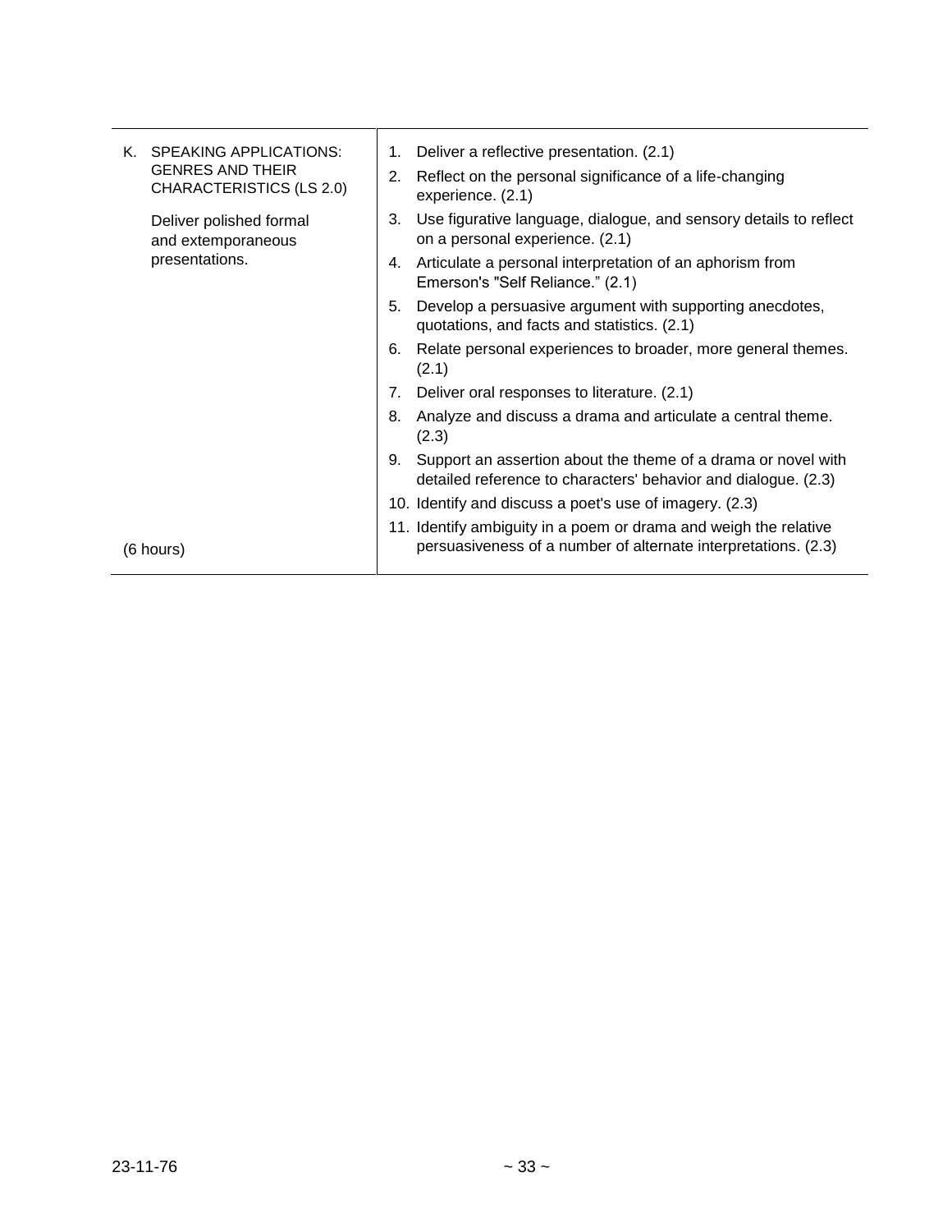| K. SPEAKING APPLICATIONS: GENRES AND THEIR CHARACTERISTICS (LS 2.0)<br><br>Deliver polished formal and extemporaneous presentations.<br><br>(6 hours) | 1. Deliver a reflective presentation. (2.1)<br>2. Reflect on the personal significance of a life-changing experience. (2.1)<br>3. Use figurative language, dialogue, and sensory details to reflect on a personal experience. (2.1)<br>4. Articulate a personal interpretation of an aphorism from Emerson's "Self Reliance." (2.1)<br>5. Develop a persuasive argument with supporting anecdotes, quotations, and facts and statistics. (2.1)<br>6. Relate personal experiences to broader, more general themes. (2.1)<br>7. Deliver oral responses to literature. (2.1)<br>8. Analyze and discuss a drama and articulate a central theme. (2.3)<br>9. Support an assertion about the theme of a drama or novel with detailed reference to characters' behavior and dialogue. (2.3)<br>10. Identify and discuss a poet's use of imagery. (2.3)<br>11. Identify ambiguity in a poem or drama and weigh the relative persuasiveness of a number of alternate interpretations. (2.3) |
|---|---|

23-11-76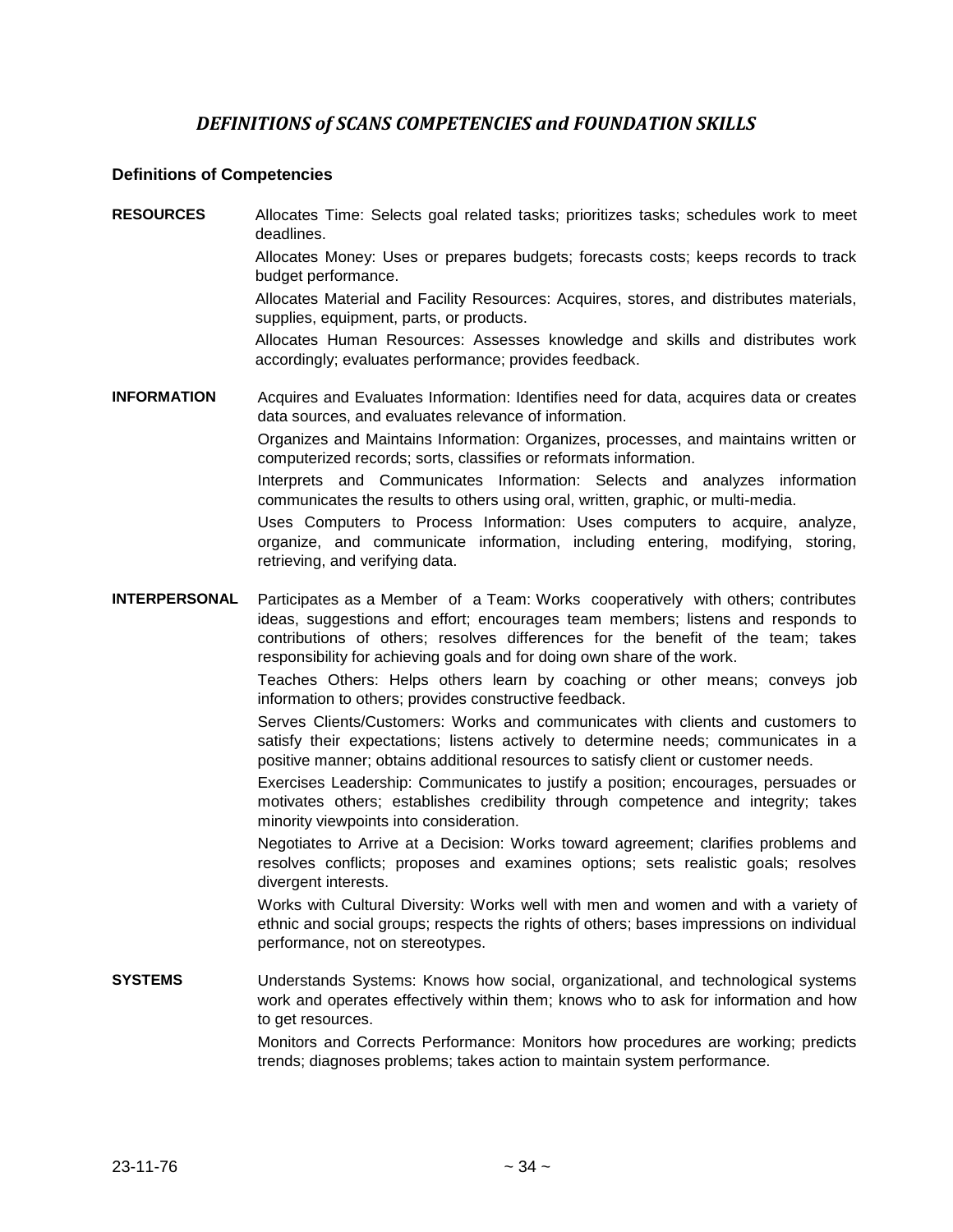# *DEFINITIONS of SCANS COMPETENCIES and FOUNDATION SKILLS*

**Definitions of Competencies**

**RESOURCES**

Allocates Time: Selects goal related tasks; prioritizes tasks; schedules work to meet deadlines.

Allocates Money: Uses or prepares budgets; forecasts costs; keeps records to track budget performance.

Allocates Material and Facility Resources: Acquires, stores, and distributes materials, supplies, equipment, parts, or products.

Allocates Human Resources: Assesses knowledge and skills and distributes work accordingly; evaluates performance; provides feedback.

**INFORMATION**

Acquires and Evaluates Information: Identifies need for data, acquires data or creates data sources, and evaluates relevance of information.

Organizes and Maintains Information: Organizes, processes, and maintains written or computerized records; sorts, classifies or reformats information.

Interprets and Communicates Information: Selects and analyzes information communicates the results to others using oral, written, graphic, or multi-media.

Uses Computers to Process Information: Uses computers to acquire, analyze, organize, and communicate information, including entering, modifying, storing, retrieving, and verifying data.

**INTERPERSONAL**

Participates as a Member of a Team: Works cooperatively with others; contributes ideas, suggestions and effort; encourages team members; listens and responds to contributions of others; resolves differences for the benefit of the team; takes responsibility for achieving goals and for doing own share of the work.

Teaches Others: Helps others learn by coaching or other means; conveys job information to others; provides constructive feedback.

Serves Clients/Customers: Works and communicates with clients and customers to satisfy their expectations; listens actively to determine needs; communicates in a positive manner; obtains additional resources to satisfy client or customer needs.

Exercises Leadership: Communicates to justify a position; encourages, persuades or motivates others; establishes credibility through competence and integrity; takes minority viewpoints into consideration.

Negotiates to Arrive at a Decision: Works toward agreement; clarifies problems and resolves conflicts; proposes and examines options; sets realistic goals; resolves divergent interests.

Works with Cultural Diversity: Works well with men and women and with a variety of ethnic and social groups; respects the rights of others; bases impressions on individual performance, not on stereotypes.

**SYSTEMS**

Understands Systems: Knows how social, organizational, and technological systems work and operates effectively within them; knows who to ask for information and how to get resources.

Monitors and Corrects Performance: Monitors how procedures are working; predicts trends; diagnoses problems; takes action to maintain system performance.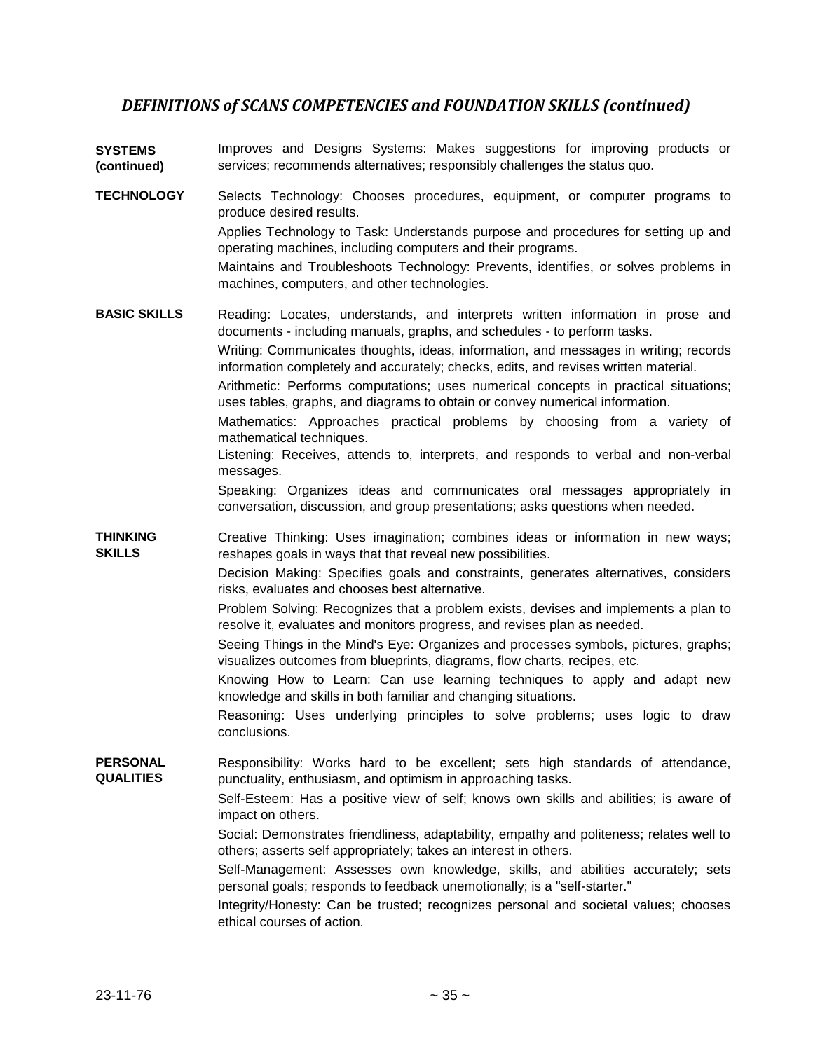## *DEFINITIONS of SCANS COMPETENCIES and FOUNDATION SKILLS (continued)*

**SYSTEMS (continued)**

Improves and Designs Systems: Makes suggestions for improving products or services; recommends alternatives; responsibly challenges the status quo.

**TECHNOLOGY**

Selects Technology: Chooses procedures, equipment, or computer programs to produce desired results.

Applies Technology to Task: Understands purpose and procedures for setting up and operating machines, including computers and their programs.

Maintains and Troubleshoots Technology: Prevents, identifies, or solves problems in machines, computers, and other technologies.

**BASIC SKILLS**

Reading: Locates, understands, and interprets written information in prose and documents - including manuals, graphs, and schedules - to perform tasks.

Writing: Communicates thoughts, ideas, information, and messages in writing; records information completely and accurately; checks, edits, and revises written material.

Arithmetic: Performs computations; uses numerical concepts in practical situations; uses tables, graphs, and diagrams to obtain or convey numerical information.

Mathematics: Approaches practical problems by choosing from a variety of mathematical techniques.

Listening: Receives, attends to, interprets, and responds to verbal and non-verbal messages.

Speaking: Organizes ideas and communicates oral messages appropriately in conversation, discussion, and group presentations; asks questions when needed.

**THINKING SKILLS**

Creative Thinking: Uses imagination; combines ideas or information in new ways; reshapes goals in ways that that reveal new possibilities.

Decision Making: Specifies goals and constraints, generates alternatives, considers risks, evaluates and chooses best alternative.

Problem Solving: Recognizes that a problem exists, devises and implements a plan to resolve it, evaluates and monitors progress, and revises plan as needed.

Seeing Things in the Mind's Eye: Organizes and processes symbols, pictures, graphs; visualizes outcomes from blueprints, diagrams, flow charts, recipes, etc.

Knowing How to Learn: Can use learning techniques to apply and adapt new knowledge and skills in both familiar and changing situations.

Reasoning: Uses underlying principles to solve problems; uses logic to draw conclusions.

**PERSONAL QUALITIES**

Responsibility: Works hard to be excellent; sets high standards of attendance, punctuality, enthusiasm, and optimism in approaching tasks.

Self-Esteem: Has a positive view of self; knows own skills and abilities; is aware of impact on others.

Social: Demonstrates friendliness, adaptability, empathy and politeness; relates well to others; asserts self appropriately; takes an interest in others.

Self-Management: Assesses own knowledge, skills, and abilities accurately; sets personal goals; responds to feedback unemotionally; is a "self-starter."

Integrity/Honesty: Can be trusted; recognizes personal and societal values; chooses ethical courses of action.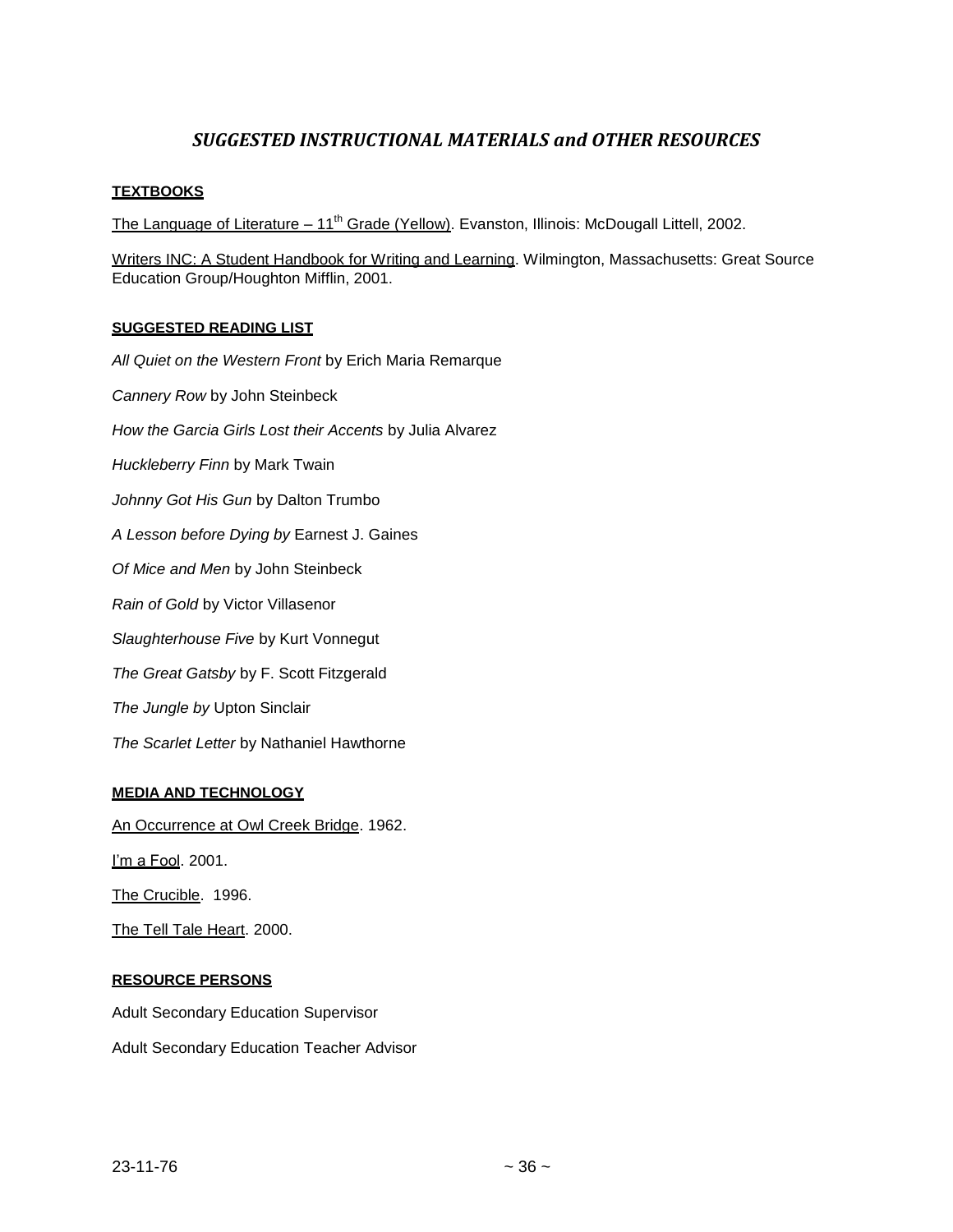## *SUGGESTED INSTRUCTIONAL MATERIALS and OTHER RESOURCES*

**TEXTBOOKS**

The Language of Literature – 11th Grade (Yellow). Evanston, Illinois: McDougall Littell, 2002.

Writers INC: A Student Handbook for Writing and Learning. Wilmington, Massachusetts: Great Source Education Group/Houghton Mifflin, 2001.

**SUGGESTED READING LIST**

*All Quiet on the Western Front* by Erich Maria Remarque

*Cannery Row* by John Steinbeck

*How the Garcia Girls Lost their Accents* by Julia Alvarez

*Huckleberry Finn* by Mark Twain

*Johnny Got His Gun* by Dalton Trumbo

*A Lesson before Dying by* Earnest J. Gaines

*Of Mice and Men* by John Steinbeck

*Rain of Gold* by Victor Villasenor

*Slaughterhouse Five* by Kurt Vonnegut

*The Great Gatsby* by F. Scott Fitzgerald

*The Jungle by* Upton Sinclair

*The Scarlet Letter* by Nathaniel Hawthorne

**MEDIA AND TECHNOLOGY**

An Occurrence at Owl Creek Bridge. 1962.

I'm a Fool. 2001.

The Crucible. 1996.

The Tell Tale Heart. 2000.

**RESOURCE PERSONS**

Adult Secondary Education Supervisor

Adult Secondary Education Teacher Advisor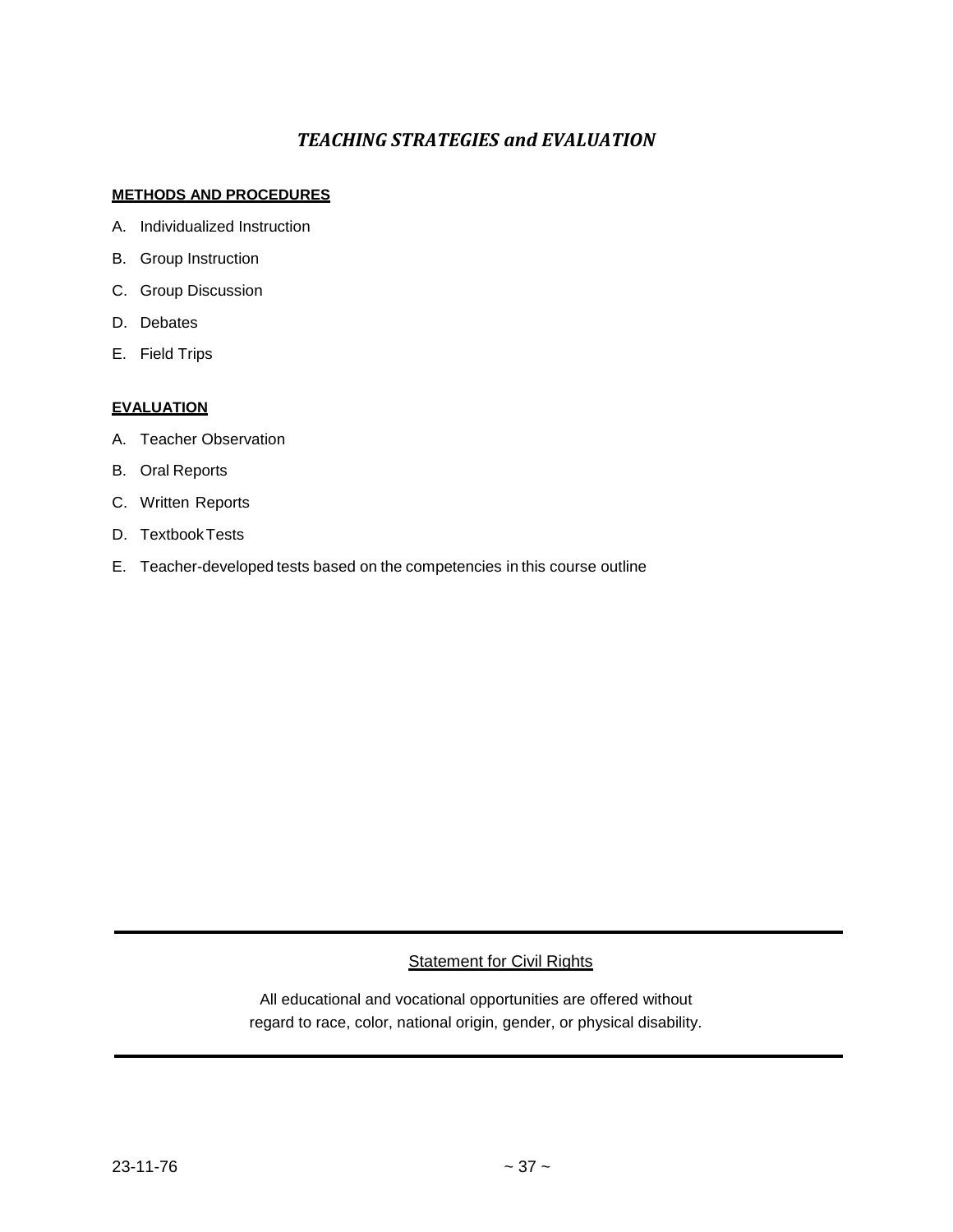# *TEACHING STRATEGIES and EVALUATION*

**METHODS AND PROCEDURES**

A. Individualized Instruction

B. Group Instruction

C. Group Discussion

D. Debates

E. Field Trips

**EVALUATION**

A. Teacher Observation

B. Oral Reports

C. Written Reports

D. Textbook Tests

E. Teacher-developed tests based on the competencies in this course outline

---

Statement for Civil Rights

All educational and vocational opportunities are offered without regard to race, color, national origin, gender, or physical disability.

---